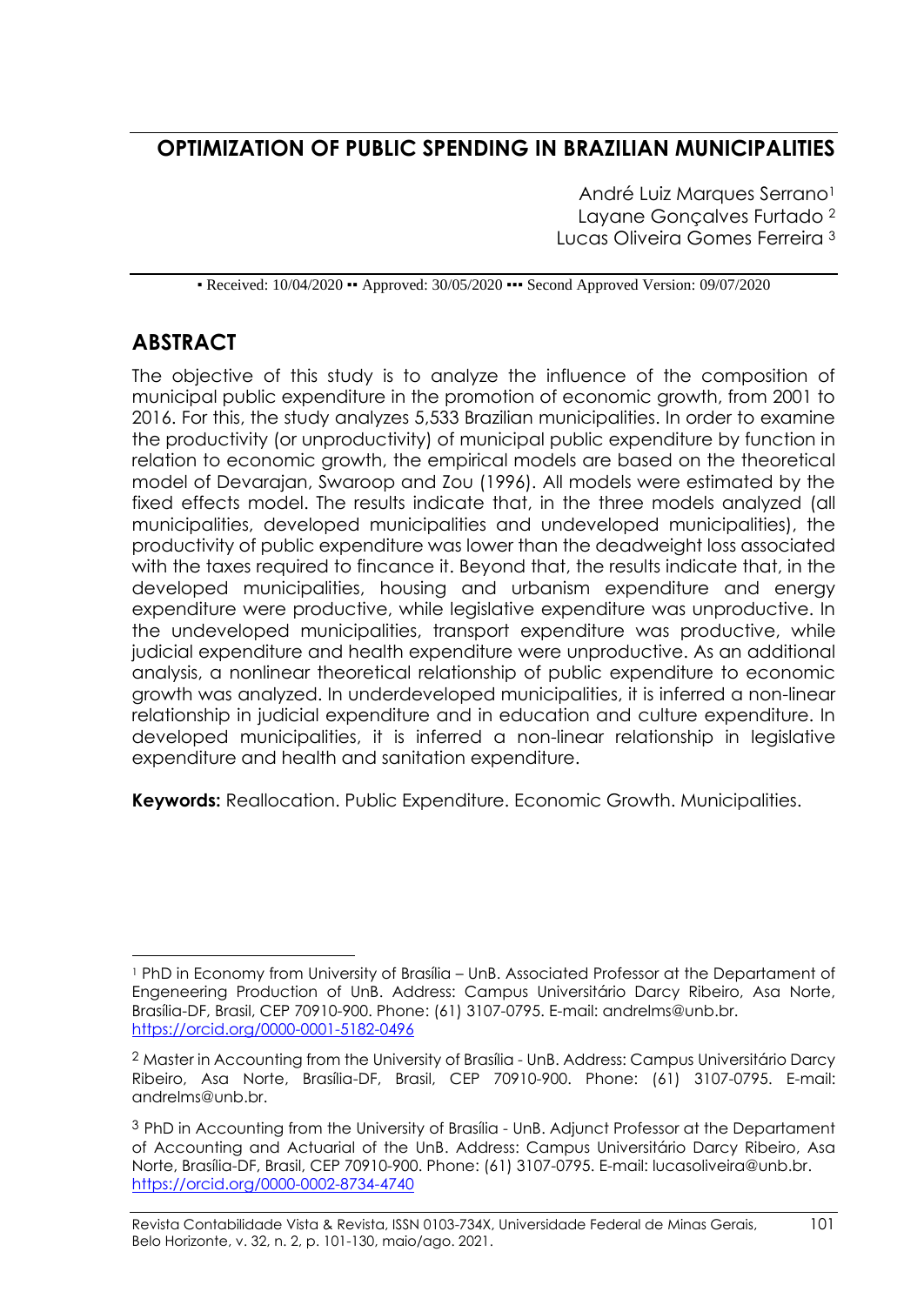# OPTIMIZATION OF PUBLIC SPENDING IN BRAZILIAN MUNICIPALITIES

André Luiz Marques Serrano[1]
Layane Gonçalves Furtado [2]
Lucas Oliveira Gomes Ferreira [3]

▪ Received: 10/04/2020 ▪▪ Approved: 30/05/2020 ▪▪▪ Second Approved Version: 09/07/2020

## ABSTRACT

The objective of this study is to analyze the influence of the composition of municipal public expenditure in the promotion of economic growth, from 2001 to 2016. For this, the study analyzes 5,533 Brazilian municipalities. In order to examine the productivity (or unproductivity) of municipal public expenditure by function in relation to economic growth, the empirical models are based on the theoretical model of Devarajan, Swaroop and Zou (1996). All models were estimated by the fixed effects model. The results indicate that, in the three models analyzed (all municipalities, developed municipalities and undeveloped municipalities), the productivity of public expenditure was lower than the deadweight loss associated with the taxes required to fincance it. Beyond that, the results indicate that, in the developed municipalities, housing and urbanism expenditure and energy expenditure were productive, while legislative expenditure was unproductive. In the undeveloped municipalities, transport expenditure was productive, while judicial expenditure and health expenditure were unproductive. As an additional analysis, a nonlinear theoretical relationship of public expenditure to economic growth was analyzed. In underdeveloped municipalities, it is inferred a non-linear relationship in judicial expenditure and in education and culture expenditure. In developed municipalities, it is inferred a non-linear relationship in legislative expenditure and health and sanitation expenditure.

**Keywords:** Reallocation. Public Expenditure. Economic Growth. Municipalities.

---

[1] PhD in Economy from University of Brasília – UnB. Associated Professor at the Departament of Engeneering Production of UnB. Address: Campus Universitário Darcy Ribeiro, Asa Norte, Brasília-DF, Brasil, CEP 70910-900. Phone: (61) 3107-0795. E-mail: andrelms@unb.br. https://orcid.org/0000-0001-5182-0496

[2] Master in Accounting from the University of Brasília - UnB. Address: Campus Universitário Darcy Ribeiro, Asa Norte, Brasília-DF, Brasil, CEP 70910-900. Phone: (61) 3107-0795. E-mail: andrelms@unb.br.

[3] PhD in Accounting from the University of Brasília - UnB. Adjunct Professor at the Departament of Accounting and Actuarial of the UnB. Address: Campus Universitário Darcy Ribeiro, Asa Norte, Brasília-DF, Brasil, CEP 70910-900. Phone: (61) 3107-0795. E-mail: lucasoliveira@unb.br. https://orcid.org/0000-0002-8734-4740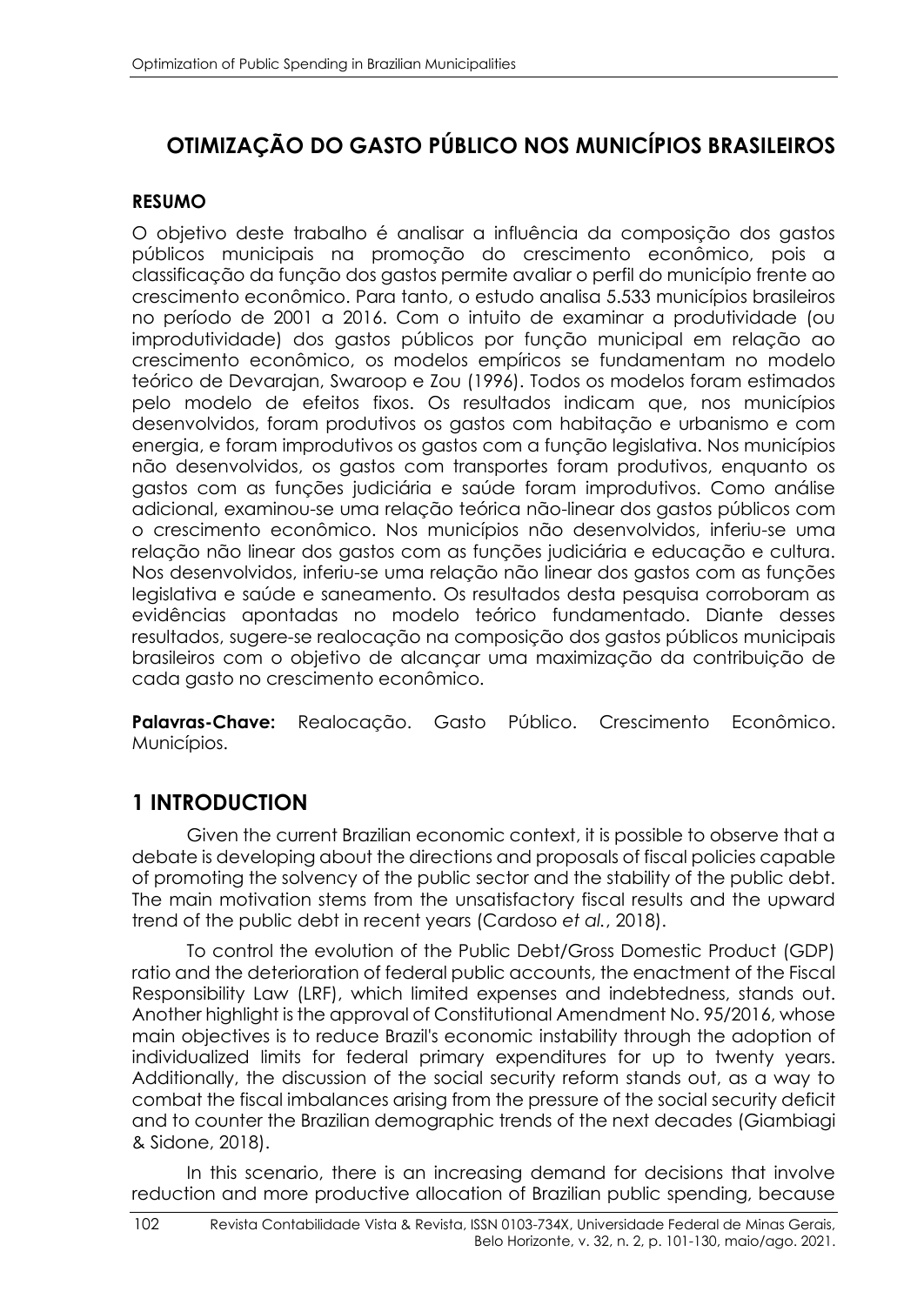# OTIMIZAÇÃO DO GASTO PÚBLICO NOS MUNICÍPIOS BRASILEIROS

## RESUMO

O objetivo deste trabalho é analisar a influência da composição dos gastos públicos municipais na promoção do crescimento econômico, pois a classificação da função dos gastos permite avaliar o perfil do município frente ao crescimento econômico. Para tanto, o estudo analisa 5.533 municípios brasileiros no período de 2001 a 2016. Com o intuito de examinar a produtividade (ou improdutividade) dos gastos públicos por função municipal em relação ao crescimento econômico, os modelos empíricos se fundamentam no modelo teórico de Devarajan, Swaroop e Zou (1996). Todos os modelos foram estimados pelo modelo de efeitos fixos. Os resultados indicam que, nos municípios desenvolvidos, foram produtivos os gastos com habitação e urbanismo e com energia, e foram improdutivos os gastos com a função legislativa. Nos municípios não desenvolvidos, os gastos com transportes foram produtivos, enquanto os gastos com as funções judiciária e saúde foram improdutivos. Como análise adicional, examinou-se uma relação teórica não-linear dos gastos públicos com o crescimento econômico. Nos municípios não desenvolvidos, inferiu-se uma relação não linear dos gastos com as funções judiciária e educação e cultura. Nos desenvolvidos, inferiu-se uma relação não linear dos gastos com as funções legislativa e saúde e saneamento. Os resultados desta pesquisa corroboram as evidências apontadas no modelo teórico fundamentado. Diante desses resultados, sugere-se realocação na composição dos gastos públicos municipais brasileiros com o objetivo de alcançar uma maximização da contribuição de cada gasto no crescimento econômico.

**Palavras-Chave:** Realocação. Gasto Público. Crescimento Econômico. Municípios.

## 1 INTRODUCTION

Given the current Brazilian economic context, it is possible to observe that a debate is developing about the directions and proposals of fiscal policies capable of promoting the solvency of the public sector and the stability of the public debt. The main motivation stems from the unsatisfactory fiscal results and the upward trend of the public debt in recent years (Cardoso *et al.*, 2018).

To control the evolution of the Public Debt/Gross Domestic Product (GDP) ratio and the deterioration of federal public accounts, the enactment of the Fiscal Responsibility Law (LRF), which limited expenses and indebtedness, stands out. Another highlight is the approval of Constitutional Amendment No. 95/2016, whose main objectives is to reduce Brazil's economic instability through the adoption of individualized limits for federal primary expenditures for up to twenty years. Additionally, the discussion of the social security reform stands out, as a way to combat the fiscal imbalances arising from the pressure of the social security deficit and to counter the Brazilian demographic trends of the next decades (Giambiagi & Sidone, 2018).

In this scenario, there is an increasing demand for decisions that involve reduction and more productive allocation of Brazilian public spending, because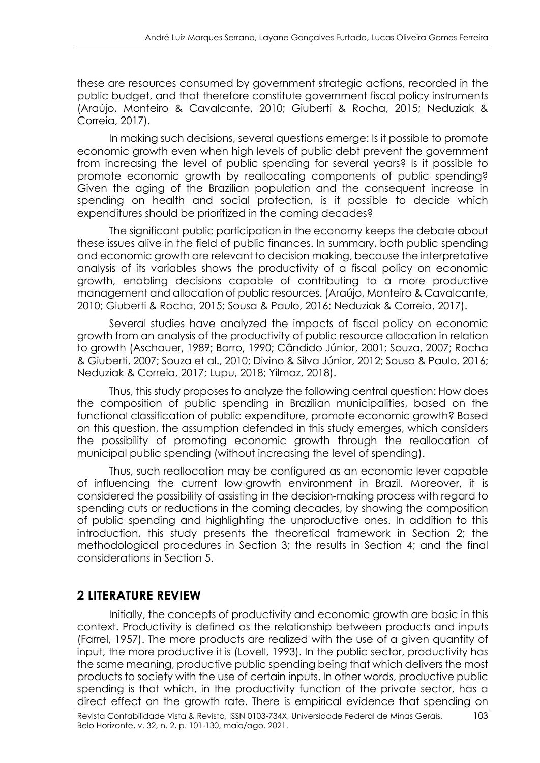these are resources consumed by government strategic actions, recorded in the public budget, and that therefore constitute government fiscal policy instruments (Araújo, Monteiro & Cavalcante, 2010; Giuberti & Rocha, 2015; Neduziak & Correia, 2017).

In making such decisions, several questions emerge: Is it possible to promote economic growth even when high levels of public debt prevent the government from increasing the level of public spending for several years? Is it possible to promote economic growth by reallocating components of public spending? Given the aging of the Brazilian population and the consequent increase in spending on health and social protection, is it possible to decide which expenditures should be prioritized in the coming decades?

The significant public participation in the economy keeps the debate about these issues alive in the field of public finances. In summary, both public spending and economic growth are relevant to decision making, because the interpretative analysis of its variables shows the productivity of a fiscal policy on economic growth, enabling decisions capable of contributing to a more productive management and allocation of public resources. (Araújo, Monteiro & Cavalcante, 2010; Giuberti & Rocha, 2015; Sousa & Paulo, 2016; Neduziak & Correia, 2017).

Several studies have analyzed the impacts of fiscal policy on economic growth from an analysis of the productivity of public resource allocation in relation to growth (Aschauer, 1989; Barro, 1990; Cândido Júnior, 2001; Souza, 2007; Rocha & Giuberti, 2007; Souza et al., 2010; Divino & Silva Júnior, 2012; Sousa & Paulo, 2016; Neduziak & Correia, 2017; Lupu, 2018; Yilmaz, 2018).

Thus, this study proposes to analyze the following central question: How does the composition of public spending in Brazilian municipalities, based on the functional classification of public expenditure, promote economic growth? Based on this question, the assumption defended in this study emerges, which considers the possibility of promoting economic growth through the reallocation of municipal public spending (without increasing the level of spending).

Thus, such reallocation may be configured as an economic lever capable of influencing the current low-growth environment in Brazil. Moreover, it is considered the possibility of assisting in the decision-making process with regard to spending cuts or reductions in the coming decades, by showing the composition of public spending and highlighting the unproductive ones. In addition to this introduction, this study presents the theoretical framework in Section 2; the methodological procedures in Section 3; the results in Section 4; and the final considerations in Section 5.

## 2 LITERATURE REVIEW

Initially, the concepts of productivity and economic growth are basic in this context. Productivity is defined as the relationship between products and inputs (Farrel, 1957). The more products are realized with the use of a given quantity of input, the more productive it is (Lovell, 1993). In the public sector, productivity has the same meaning, productive public spending being that which delivers the most products to society with the use of certain inputs. In other words, productive public spending is that which, in the productivity function of the private sector, has a direct effect on the growth rate. There is empirical evidence that spending on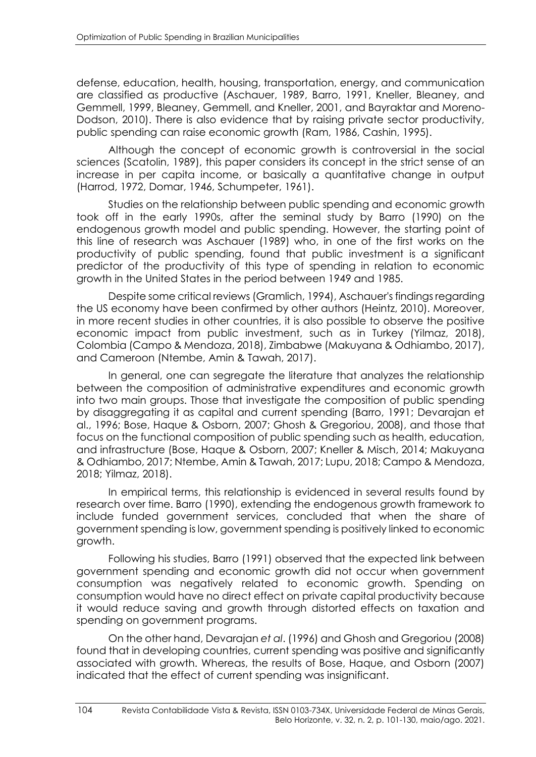defense, education, health, housing, transportation, energy, and communication are classified as productive (Aschauer, 1989, Barro, 1991, Kneller, Bleaney, and Gemmell, 1999, Bleaney, Gemmell, and Kneller, 2001, and Bayraktar and Moreno-Dodson, 2010). There is also evidence that by raising private sector productivity, public spending can raise economic growth (Ram, 1986, Cashin, 1995).

Although the concept of economic growth is controversial in the social sciences (Scatolin, 1989), this paper considers its concept in the strict sense of an increase in per capita income, or basically a quantitative change in output (Harrod, 1972, Domar, 1946, Schumpeter, 1961).

Studies on the relationship between public spending and economic growth took off in the early 1990s, after the seminal study by Barro (1990) on the endogenous growth model and public spending. However, the starting point of this line of research was Aschauer (1989) who, in one of the first works on the productivity of public spending, found that public investment is a significant predictor of the productivity of this type of spending in relation to economic growth in the United States in the period between 1949 and 1985.

Despite some critical reviews (Gramlich, 1994), Aschauer's findings regarding the US economy have been confirmed by other authors (Heintz, 2010). Moreover, in more recent studies in other countries, it is also possible to observe the positive economic impact from public investment, such as in Turkey (Yilmaz, 2018), Colombia (Campo & Mendoza, 2018), Zimbabwe (Makuyana & Odhiambo, 2017), and Cameroon (Ntembe, Amin & Tawah, 2017).

In general, one can segregate the literature that analyzes the relationship between the composition of administrative expenditures and economic growth into two main groups. Those that investigate the composition of public spending by disaggregating it as capital and current spending (Barro, 1991; Devarajan et al., 1996; Bose, Haque & Osborn, 2007; Ghosh & Gregoriou, 2008), and those that focus on the functional composition of public spending such as health, education, and infrastructure (Bose, Haque & Osborn, 2007; Kneller & Misch, 2014; Makuyana & Odhiambo, 2017; Ntembe, Amin & Tawah, 2017; Lupu, 2018; Campo & Mendoza, 2018; Yilmaz, 2018).

In empirical terms, this relationship is evidenced in several results found by research over time. Barro (1990), extending the endogenous growth framework to include funded government services, concluded that when the share of government spending is low, government spending is positively linked to economic growth.

Following his studies, Barro (1991) observed that the expected link between government spending and economic growth did not occur when government consumption was negatively related to economic growth. Spending on consumption would have no direct effect on private capital productivity because it would reduce saving and growth through distorted effects on taxation and spending on government programs.

On the other hand, Devarajan *et al*. (1996) and Ghosh and Gregoriou (2008) found that in developing countries, current spending was positive and significantly associated with growth. Whereas, the results of Bose, Haque, and Osborn (2007) indicated that the effect of current spending was insignificant.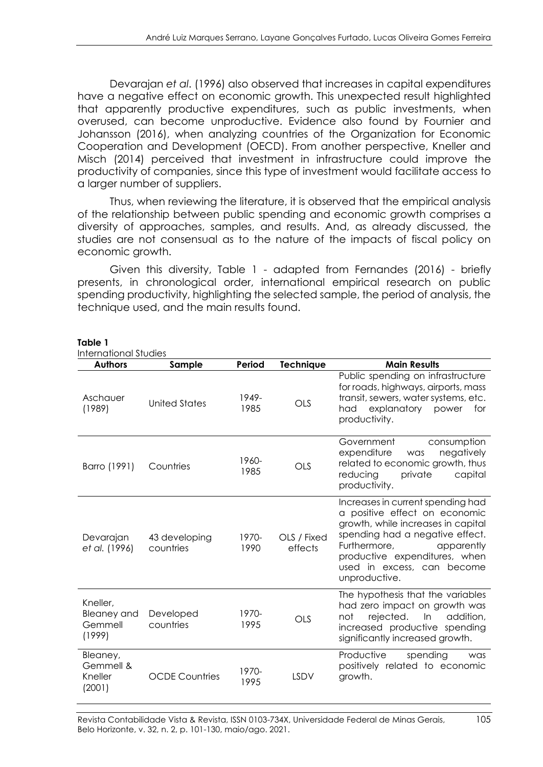Devarajan *et al*. (1996) also observed that increases in capital expenditures have a negative effect on economic growth. This unexpected result highlighted that apparently productive expenditures, such as public investments, when overused, can become unproductive. Evidence also found by Fournier and Johansson (2016), when analyzing countries of the Organization for Economic Cooperation and Development (OECD). From another perspective, Kneller and Misch (2014) perceived that investment in infrastructure could improve the productivity of companies, since this type of investment would facilitate access to a larger number of suppliers.

Thus, when reviewing the literature, it is observed that the empirical analysis of the relationship between public spending and economic growth comprises a diversity of approaches, samples, and results. And, as already discussed, the studies are not consensual as to the nature of the impacts of fiscal policy on economic growth.

Given this diversity, Table 1 - adapted from Fernandes (2016) - briefly presents, in chronological order, international empirical research on public spending productivity, highlighting the selected sample, the period of analysis, the technique used, and the main results found.

**Table 1**
International Studies

| Authors | Sample | Period | Technique | Main Results |
|---|---|---|---|---|
| Aschauer (1989) | United States | 1949-1985 | OLS | Public spending on infrastructure for roads, highways, airports, mass transit, sewers, water systems, etc. had explanatory power for productivity. |
| Barro (1991) | Countries | 1960-1985 | OLS | Government consumption expenditure was negatively related to economic growth, thus reducing private capital productivity. |
| Devarajan *et al.* (1996) | 43 developing countries | 1970-1990 | OLS / Fixed effects | Increases in current spending had a positive effect on economic growth, while increases in capital spending had a negative effect. Furthermore, apparently productive expenditures, when used in excess, can become unproductive. |
| Kneller, Bleaney and Gemmell (1999) | Developed countries | 1970-1995 | OLS | The hypothesis that the variables had zero impact on growth was not rejected. In addition, increased productive spending significantly increased growth. |
| Bleaney, Gemmell & Kneller (2001) | OCDE Countries | 1970-1995 | LSDV | Productive spending was positively related to economic growth. |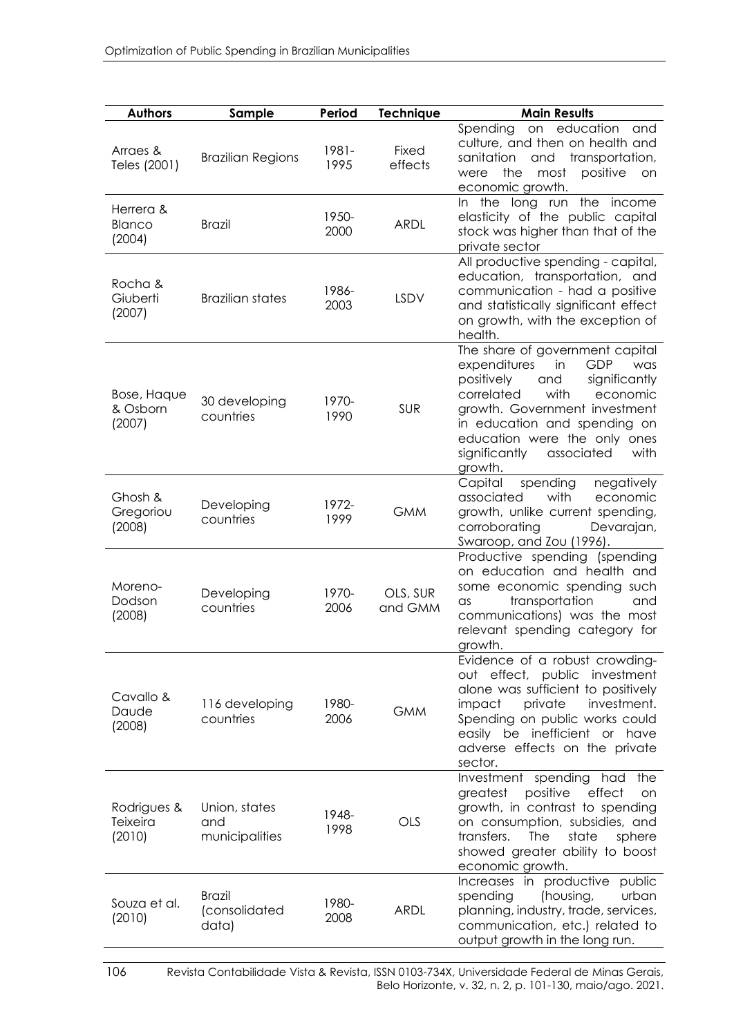| Authors | Sample | Period | Technique | Main Results |
|---|---|---|---|---|
| Arraes & Teles (2001) | Brazilian Regions | 1981-1995 | Fixed effects | Spending on education and culture, and then on health and sanitation and transportation, were the most positive on economic growth. |
| Herrera & Blanco (2004) | Brazil | 1950-2000 | ARDL | In the long run the income elasticity of the public capital stock was higher than that of the private sector |
| Rocha & Giuberti (2007) | Brazilian states | 1986-2003 | LSDV | All productive spending - capital, education, transportation, and communication - had a positive and statistically significant effect on growth, with the exception of health. |
| Bose, Haque & Osborn (2007) | 30 developing countries | 1970-1990 | SUR | The share of government capital expenditures in GDP was positively and significantly correlated with economic growth. Government investment in education and spending on education were the only ones significantly associated with growth. |
| Ghosh & Gregoriou (2008) | Developing countries | 1972-1999 | GMM | Capital spending negatively associated with economic growth, unlike current spending, corroborating Devarajan, Swaroop, and Zou (1996). |
| Moreno-Dodson (2008) | Developing countries | 1970-2006 | OLS, SUR and GMM | Productive spending (spending on education and health and some economic spending such as transportation and communications) was the most relevant spending category for growth. |
| Cavallo & Daude (2008) | 116 developing countries | 1980-2006 | GMM | Evidence of a robust crowding-out effect, public investment alone was sufficient to positively impact private investment. Spending on public works could easily be inefficient or have adverse effects on the private sector. |
| Rodrigues & Teixeira (2010) | Union, states and municipalities | 1948-1998 | OLS | Investment spending had the greatest positive effect on growth, in contrast to spending on consumption, subsidies, and transfers. The state sphere showed greater ability to boost economic growth. |
| Souza et al. (2010) | Brazil (consolidated data) | 1980-2008 | ARDL | Increases in productive public spending (housing, urban planning, industry, trade, services, communication, etc.) related to output growth in the long run. |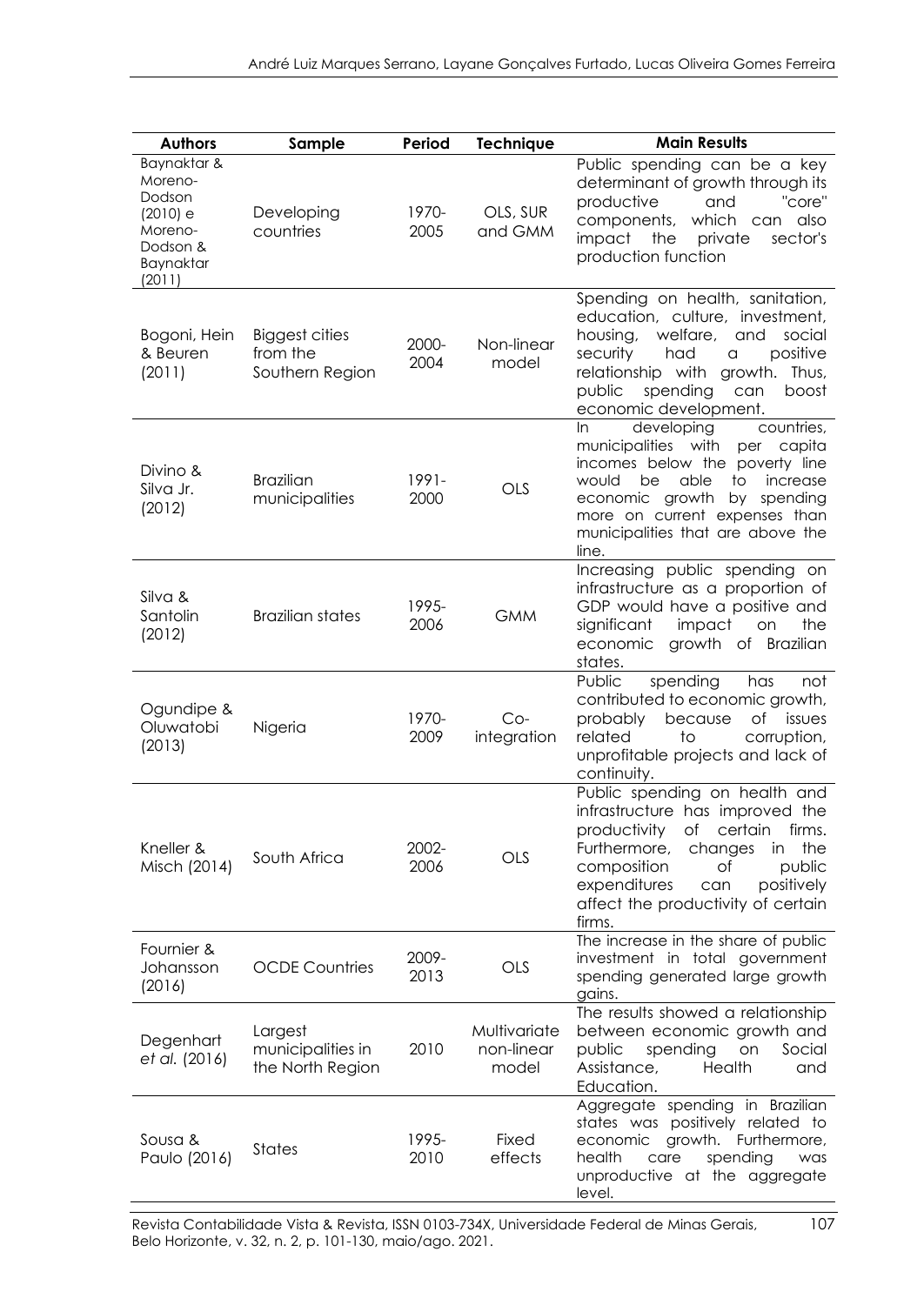| Authors | Sample | Period | Technique | Main Results |
|---|---|---|---|---|
| Baynaktar & Moreno-Dodson (2010) e Moreno-Dodson & Baynaktar (2011) | Developing countries | 1970-2005 | OLS, SUR and GMM | Public spending can be a key determinant of growth through its productive and "core" components, which can also impact the private sector's production function |
| Bogoni, Hein & Beuren (2011) | Biggest cities from the Southern Region | 2000-2004 | Non-linear model | Spending on health, sanitation, education, culture, investment, housing, welfare, and social security had a positive relationship with growth. Thus, public spending can boost economic development. |
| Divino & Silva Jr. (2012) | Brazilian municipalities | 1991-2000 | OLS | In developing countries, municipalities with per capita incomes below the poverty line would be able to increase economic growth by spending more on current expenses than municipalities that are above the line. |
| Silva & Santolin (2012) | Brazilian states | 1995-2006 | GMM | Increasing public spending on infrastructure as a proportion of GDP would have a positive and significant impact on the economic growth of Brazilian states. |
| Ogundipe & Oluwatobi (2013) | Nigeria | 1970-2009 | Co-integration | Public spending has not contributed to economic growth, probably because of issues related to corruption, unprofitable projects and lack of continuity. |
| Kneller & Misch (2014) | South Africa | 2002-2006 | OLS | Public spending on health and infrastructure has improved the productivity of certain firms. Furthermore, changes in the composition of public expenditures can positively affect the productivity of certain firms. |
| Fournier & Johansson (2016) | OCDE Countries | 2009-2013 | OLS | The increase in the share of public investment in total government spending generated large growth gains. |
| Degenhart *et al.* (2016) | Largest municipalities in the North Region | 2010 | Multivariate non-linear model | The results showed a relationship between economic growth and public spending on Social Assistance, Health and Education. |
| Sousa & Paulo (2016) | States | 1995-2010 | Fixed effects | Aggregate spending in Brazilian states was positively related to economic growth. Furthermore, health care spending was unproductive at the aggregate level. |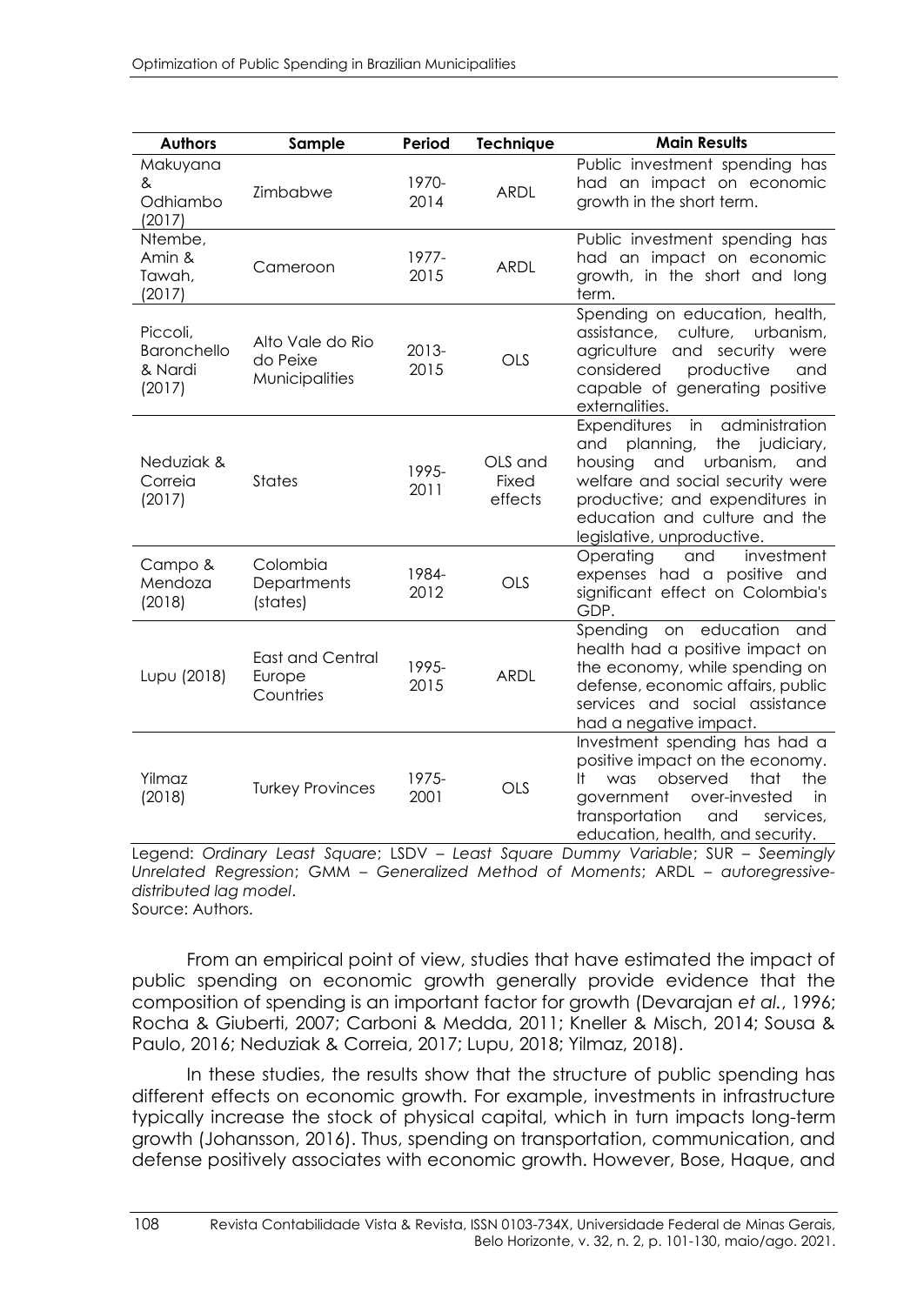| Authors | Sample | Period | Technique | Main Results |
|---|---|---|---|---|
| Makuyana & Odhiambo (2017) | Zimbabwe | 1970-2014 | ARDL | Public investment spending has had an impact on economic growth in the short term. |
| Ntembe, Amin & Tawah, (2017) | Cameroon | 1977-2015 | ARDL | Public investment spending has had an impact on economic growth, in the short and long term. |
| Piccoli, Baronchello & Nardi (2017) | Alto Vale do Rio do Peixe Municipalities | 2013-2015 | OLS | Spending on education, health, assistance, culture, urbanism, agriculture and security were considered productive and capable of generating positive externalities. |
| Neduziak & Correia (2017) | States | 1995-2011 | OLS and Fixed effects | Expenditures in administration and planning, the judiciary, housing and urbanism, and welfare and social security were productive; and expenditures in education and culture and the legislative, unproductive. |
| Campo & Mendoza (2018) | Colombia Departments (states) | 1984-2012 | OLS | Operating and investment expenses had a positive and significant effect on Colombia's GDP. |
| Lupu (2018) | East and Central Europe Countries | 1995-2015 | ARDL | Spending on education and health had a positive impact on the economy, while spending on defense, economic affairs, public services and social assistance had a negative impact. |
| Yilmaz (2018) | Turkey Provinces | 1975-2001 | OLS | Investment spending has had a positive impact on the economy. It was observed that the government over-invested in transportation and services, education, health, and security. |

Legend: *Ordinary Least Square*; LSDV – *Least Square Dummy Variable*; SUR – *Seemingly Unrelated Regression*; GMM – *Generalized Method of Moments*; ARDL – *autoregressive-distributed lag model*.
Source: Authors.

From an empirical point of view, studies that have estimated the impact of public spending on economic growth generally provide evidence that the composition of spending is an important factor for growth (Devarajan *et al.*, 1996; Rocha & Giuberti, 2007; Carboni & Medda, 2011; Kneller & Misch, 2014; Sousa & Paulo, 2016; Neduziak & Correia, 2017; Lupu, 2018; Yilmaz, 2018).

In these studies, the results show that the structure of public spending has different effects on economic growth. For example, investments in infrastructure typically increase the stock of physical capital, which in turn impacts long-term growth (Johansson, 2016). Thus, spending on transportation, communication, and defense positively associates with economic growth. However, Bose, Haque, and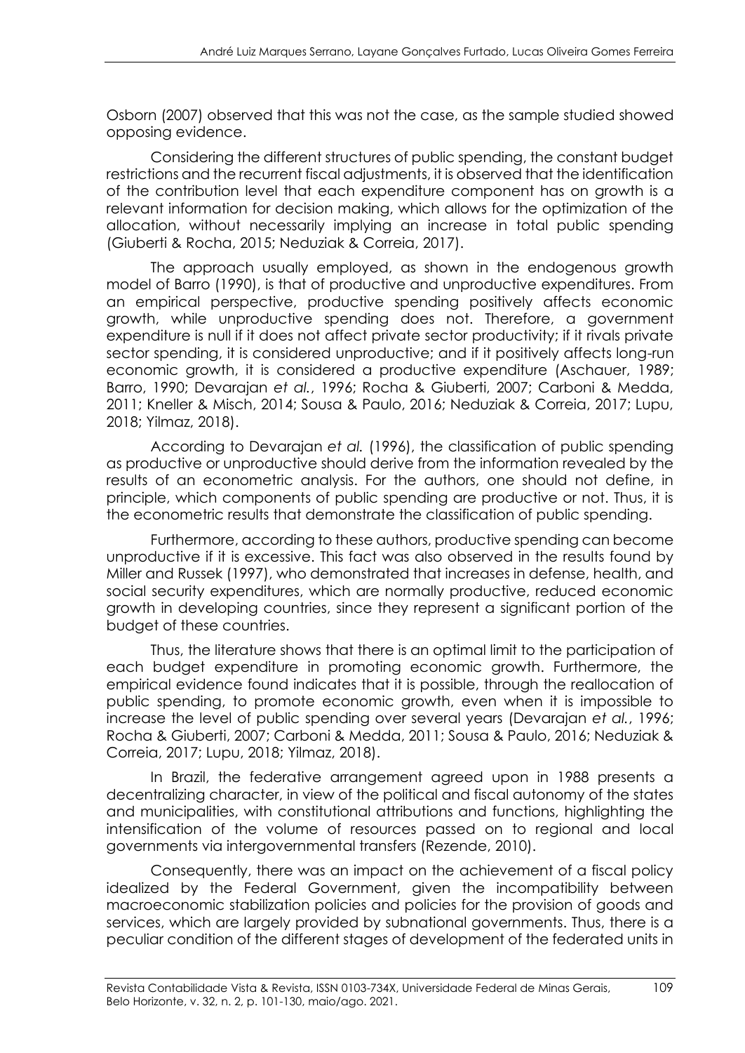Osborn (2007) observed that this was not the case, as the sample studied showed opposing evidence.

Considering the different structures of public spending, the constant budget restrictions and the recurrent fiscal adjustments, it is observed that the identification of the contribution level that each expenditure component has on growth is a relevant information for decision making, which allows for the optimization of the allocation, without necessarily implying an increase in total public spending (Giuberti & Rocha, 2015; Neduziak & Correia, 2017).

The approach usually employed, as shown in the endogenous growth model of Barro (1990), is that of productive and unproductive expenditures. From an empirical perspective, productive spending positively affects economic growth, while unproductive spending does not. Therefore, a government expenditure is null if it does not affect private sector productivity; if it rivals private sector spending, it is considered unproductive; and if it positively affects long-run economic growth, it is considered a productive expenditure (Aschauer, 1989; Barro, 1990; Devarajan *et al.*, 1996; Rocha & Giuberti, 2007; Carboni & Medda, 2011; Kneller & Misch, 2014; Sousa & Paulo, 2016; Neduziak & Correia, 2017; Lupu, 2018; Yilmaz, 2018).

According to Devarajan *et al.* (1996), the classification of public spending as productive or unproductive should derive from the information revealed by the results of an econometric analysis. For the authors, one should not define, in principle, which components of public spending are productive or not. Thus, it is the econometric results that demonstrate the classification of public spending.

Furthermore, according to these authors, productive spending can become unproductive if it is excessive. This fact was also observed in the results found by Miller and Russek (1997), who demonstrated that increases in defense, health, and social security expenditures, which are normally productive, reduced economic growth in developing countries, since they represent a significant portion of the budget of these countries.

Thus, the literature shows that there is an optimal limit to the participation of each budget expenditure in promoting economic growth. Furthermore, the empirical evidence found indicates that it is possible, through the reallocation of public spending, to promote economic growth, even when it is impossible to increase the level of public spending over several years (Devarajan *et al.*, 1996; Rocha & Giuberti, 2007; Carboni & Medda, 2011; Sousa & Paulo, 2016; Neduziak & Correia, 2017; Lupu, 2018; Yilmaz, 2018).

In Brazil, the federative arrangement agreed upon in 1988 presents a decentralizing character, in view of the political and fiscal autonomy of the states and municipalities, with constitutional attributions and functions, highlighting the intensification of the volume of resources passed on to regional and local governments via intergovernmental transfers (Rezende, 2010).

Consequently, there was an impact on the achievement of a fiscal policy idealized by the Federal Government, given the incompatibility between macroeconomic stabilization policies and policies for the provision of goods and services, which are largely provided by subnational governments. Thus, there is a peculiar condition of the different stages of development of the federated units in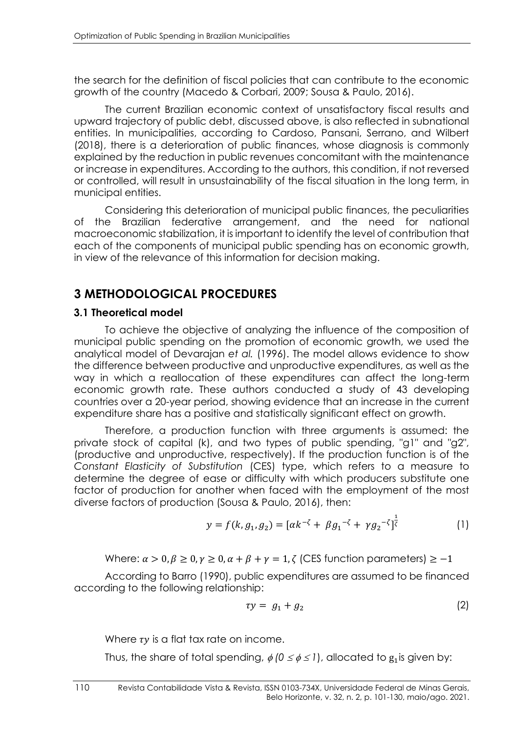the search for the definition of fiscal policies that can contribute to the economic growth of the country (Macedo & Corbari, 2009; Sousa & Paulo, 2016).

The current Brazilian economic context of unsatisfactory fiscal results and upward trajectory of public debt, discussed above, is also reflected in subnational entities. In municipalities, according to Cardoso, Pansani, Serrano, and Wilbert (2018), there is a deterioration of public finances, whose diagnosis is commonly explained by the reduction in public revenues concomitant with the maintenance or increase in expenditures. According to the authors, this condition, if not reversed or controlled, will result in unsustainability of the fiscal situation in the long term, in municipal entities.

Considering this deterioration of municipal public finances, the peculiarities of the Brazilian federative arrangement, and the need for national macroeconomic stabilization, it is important to identify the level of contribution that each of the components of municipal public spending has on economic growth, in view of the relevance of this information for decision making.

## 3 METHODOLOGICAL PROCEDURES

### 3.1 Theoretical model

To achieve the objective of analyzing the influence of the composition of municipal public spending on the promotion of economic growth, we used the analytical model of Devarajan *et al.* (1996). The model allows evidence to show the difference between productive and unproductive expenditures, as well as the way in which a reallocation of these expenditures can affect the long-term economic growth rate. These authors conducted a study of 43 developing countries over a 20-year period, showing evidence that an increase in the current expenditure share has a positive and statistically significant effect on growth.

Therefore, a production function with three arguments is assumed: the private stock of capital (k), and two types of public spending, "g1" and "g2", (productive and unproductive, respectively). If the production function is of the *Constant Elasticity of Substitution* (CES) type, which refers to a measure to determine the degree of ease or difficulty with which producers substitute one factor of production for another when faced with the employment of the most diverse factors of production (Sousa & Paulo, 2016), then:

$$y = f(k, g_1, g_2) = [\alpha k^{-\zeta} + \beta g_1{}^{-\zeta} + \gamma g_2{}^{-\zeta}]^{\frac{1}{\zeta}} \tag{1}$$

Where: $\alpha > 0, \beta \geq 0, \gamma \geq 0, \alpha + \beta + \gamma = 1, \zeta$ (CES function parameters) $\geq -1$

According to Barro (1990), public expenditures are assumed to be financed according to the following relationship:

$$\tau y = g_1 + g_2 \tag{2}$$

Where $\tau y$ is a flat tax rate on income.

Thus, the share of total spending, $\phi$ $(0 \leq \phi \leq 1)$, allocated to $g_1$ is given by: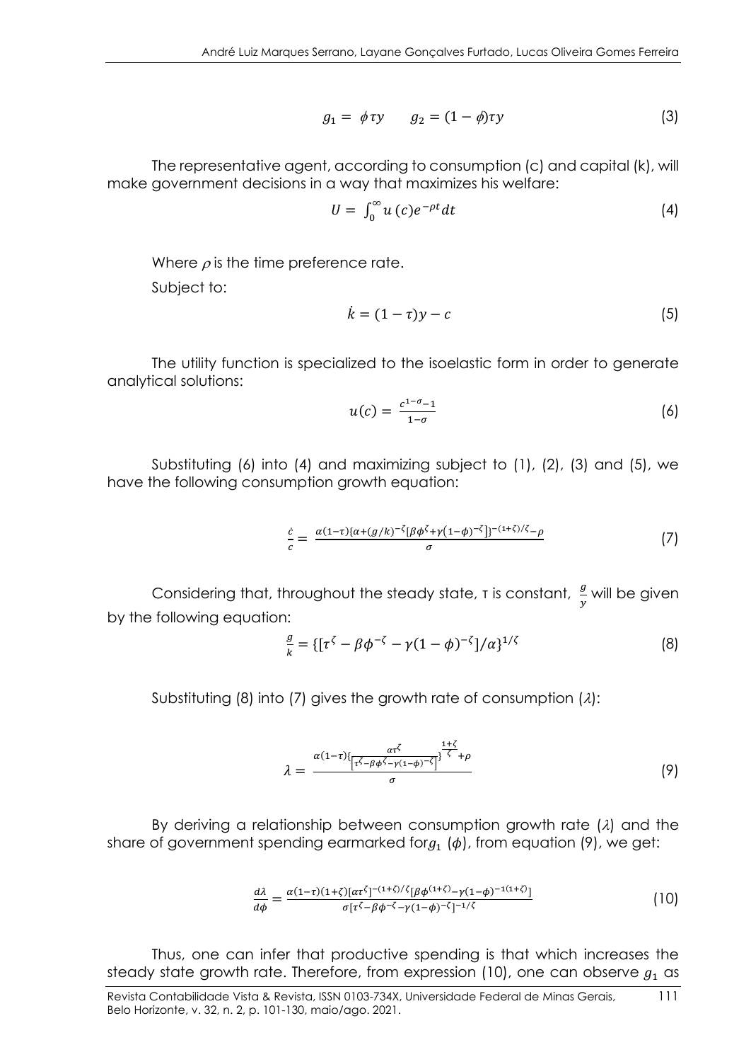$$g_1 = \phi \tau y \qquad g_2 = (1 - \phi)\tau y \tag{3}$$

The representative agent, according to consumption (c) and capital (k), will make government decisions in a way that maximizes his welfare:

$$U = \int_0^\infty u(c)e^{-\rho t}dt \tag{4}$$

Where $\rho$ is the time preference rate.

Subject to:

$$\dot{k} = (1 - \tau)y - c \tag{5}$$

The utility function is specialized to the isoelastic form in order to generate analytical solutions:

$$u(c) = \frac{c^{1-\sigma} - 1}{1 - \sigma} \tag{6}$$

Substituting (6) into (4) and maximizing subject to (1), (2), (3) and (5), we have the following consumption growth equation:

$$\frac{\dot{c}}{c} = \frac{\alpha(1-\tau)\{\alpha + (g/k)^{-\zeta}[\beta\phi^{\zeta} + \gamma(1-\phi)^{-\zeta}]\}^{-(1+\zeta)/\zeta} - \rho}{\sigma} \tag{7}$$

Considering that, throughout the steady state, τ is constant, $\frac{g}{y}$ will be given by the following equation:

$$\frac{g}{k} = \{[\tau^{\zeta} - \beta\phi^{-\zeta} - \gamma(1-\phi)^{-\zeta}]/\alpha\}^{1/\zeta} \tag{8}$$

Substituting (8) into (7) gives the growth rate of consumption ($\lambda$):

$$\lambda = \frac{\alpha(1-\tau)\{\frac{\alpha\tau^{\zeta}}{[\tau^{\zeta} - \beta\phi^{\zeta} - \gamma(1-\phi)^{-\zeta}]}\}^{\frac{1+\zeta}{\zeta}} + \rho}{\sigma} \tag{9}$$

By deriving a relationship between consumption growth rate ($\lambda$) and the share of government spending earmarked for$g_1$ ($\phi$), from equation (9), we get:

$$\frac{d\lambda}{d\phi} = \frac{\alpha(1-\tau)(1+\zeta)[\alpha\tau^{\zeta}]^{-(1+\zeta)/\zeta}[\beta\phi^{(1+\zeta)} - \gamma(1-\phi)^{-1(1+\zeta)}]}{\sigma[\tau^{\zeta} - \beta\phi^{-\zeta} - \gamma(1-\phi)^{-\zeta}]^{-1/\zeta}} \tag{10}$$

Thus, one can infer that productive spending is that which increases the steady state growth rate. Therefore, from expression (10), one can observe $g_1$ as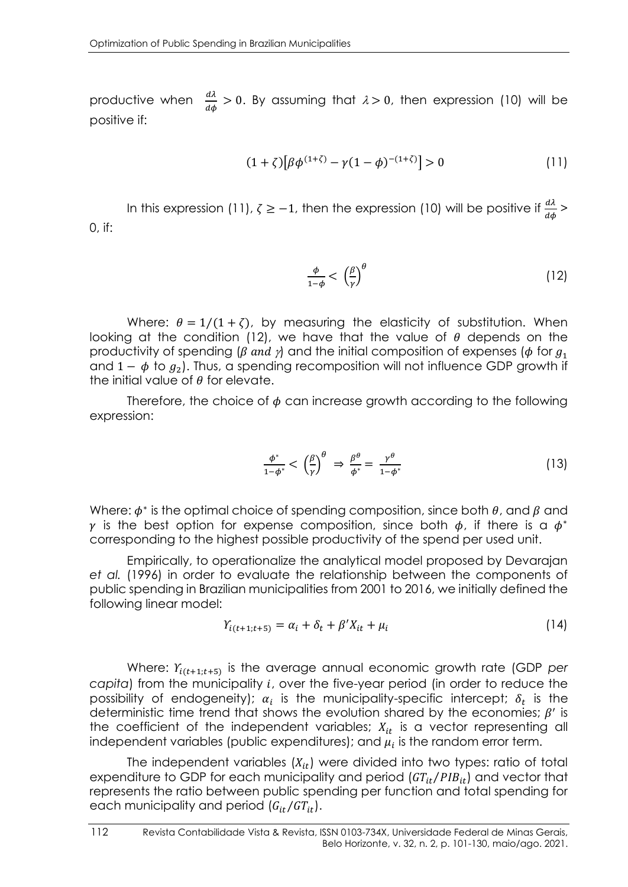productive when $\frac{d\lambda}{d\phi} > 0$. By assuming that $\lambda > 0$, then expression (10) will be positive if:

$$(1+\zeta)\left[\beta\phi^{(1+\zeta)} - \gamma(1-\phi)^{-(1+\zeta)}\right] > 0 \tag{11}$$

In this expression (11), $\zeta \geq -1$, then the expression (10) will be positive if $\frac{d\lambda}{d\phi} >$ 0, if:

$$\frac{\phi}{1-\phi} < \left(\frac{\beta}{\gamma}\right)^{\theta} \tag{12}$$

Where: $\theta = 1/(1+\zeta)$, by measuring the elasticity of substitution. When looking at the condition (12), we have that the value of $\theta$ depends on the productivity of spending ($\beta$ *and* $\gamma$) and the initial composition of expenses ($\phi$ for $g_1$ and $1-\phi$ to $g_2$). Thus, a spending recomposition will not influence GDP growth if the initial value of $\theta$ for elevate.

Therefore, the choice of $\phi$ can increase growth according to the following expression:

$$\frac{\phi^*}{1-\phi^*} < \left(\frac{\beta}{\gamma}\right)^{\theta} \Rightarrow \frac{\beta^{\theta}}{\phi^*} = \frac{\gamma^{\theta}}{1-\phi^*} \tag{13}$$

Where: $\phi^*$ is the optimal choice of spending composition, since both $\theta$, and $\beta$ and $\gamma$ is the best option for expense composition, since both $\phi$, if there is a $\phi^*$ corresponding to the highest possible productivity of the spend per used unit.

Empirically, to operationalize the analytical model proposed by Devarajan *et al.* (1996) in order to evaluate the relationship between the components of public spending in Brazilian municipalities from 2001 to 2016, we initially defined the following linear model:

$$Y_{i(t+1;t+5)} = \alpha_i + \delta_t + \beta' X_{it} + \mu_i \tag{14}$$

Where: $Y_{i(t+1;t+5)}$ is the average annual economic growth rate (GDP *per capita*) from the municipality $i$, over the five-year period (in order to reduce the possibility of endogeneity); $\alpha_i$ is the municipality-specific intercept; $\delta_t$ is the deterministic time trend that shows the evolution shared by the economies; $\beta'$ is the coefficient of the independent variables; $X_{it}$ is a vector representing all independent variables (public expenditures); and $\mu_i$ is the random error term.

The independent variables ($X_{it}$) were divided into two types: ratio of total expenditure to GDP for each municipality and period ($GT_{it}/PIB_{it}$) and vector that represents the ratio between public spending per function and total spending for each municipality and period ($G_{it}/GT_{it}$).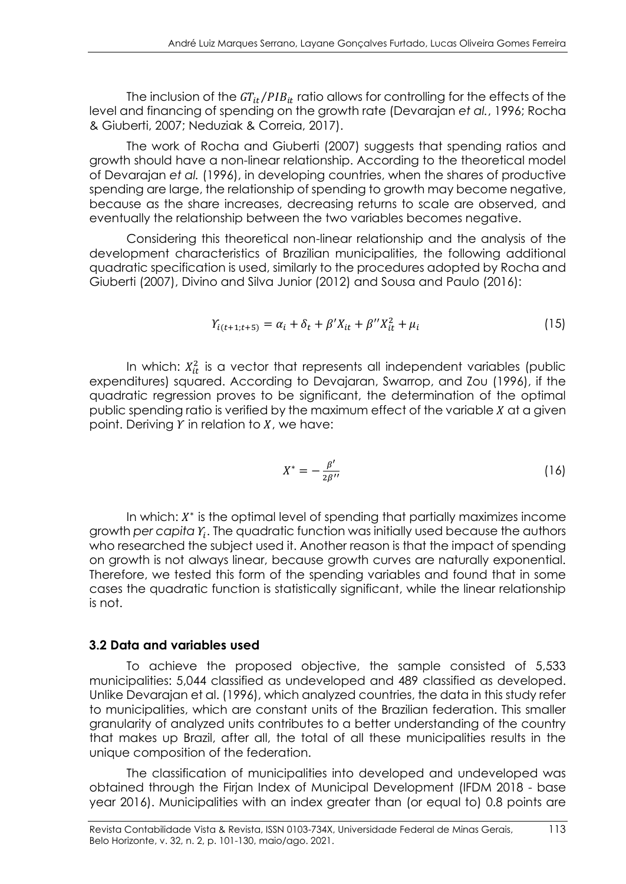The inclusion of the $GT_{it}/PIB_{it}$ ratio allows for controlling for the effects of the level and financing of spending on the growth rate (Devarajan *et al.*, 1996; Rocha & Giuberti, 2007; Neduziak & Correia, 2017).

The work of Rocha and Giuberti (2007) suggests that spending ratios and growth should have a non-linear relationship. According to the theoretical model of Devarajan *et al.* (1996), in developing countries, when the shares of productive spending are large, the relationship of spending to growth may become negative, because as the share increases, decreasing returns to scale are observed, and eventually the relationship between the two variables becomes negative.

Considering this theoretical non-linear relationship and the analysis of the development characteristics of Brazilian municipalities, the following additional quadratic specification is used, similarly to the procedures adopted by Rocha and Giuberti (2007), Divino and Silva Junior (2012) and Sousa and Paulo (2016):

$$Y_{i(t+1;t+5)} = \alpha_i + \delta_t + \beta' X_{it} + \beta'' X_{it}^2 + \mu_i \tag{15}$$

In which: $X_{it}^2$ is a vector that represents all independent variables (public expenditures) squared. According to Devajaran, Swarrop, and Zou (1996), if the quadratic regression proves to be significant, the determination of the optimal public spending ratio is verified by the maximum effect of the variable $X$ at a given point. Deriving $Y$ in relation to $X$, we have:

$$X^* = -\frac{\beta'}{2\beta''} \tag{16}$$

In which: $X^*$ is the optimal level of spending that partially maximizes income growth *per capita* $Y_i$. The quadratic function was initially used because the authors who researched the subject used it. Another reason is that the impact of spending on growth is not always linear, because growth curves are naturally exponential. Therefore, we tested this form of the spending variables and found that in some cases the quadratic function is statistically significant, while the linear relationship is not.

### 3.2 Data and variables used

To achieve the proposed objective, the sample consisted of 5,533 municipalities: 5,044 classified as undeveloped and 489 classified as developed. Unlike Devarajan et al. (1996), which analyzed countries, the data in this study refer to municipalities, which are constant units of the Brazilian federation. This smaller granularity of analyzed units contributes to a better understanding of the country that makes up Brazil, after all, the total of all these municipalities results in the unique composition of the federation.

The classification of municipalities into developed and undeveloped was obtained through the Firjan Index of Municipal Development (IFDM 2018 - base year 2016). Municipalities with an index greater than (or equal to) 0.8 points are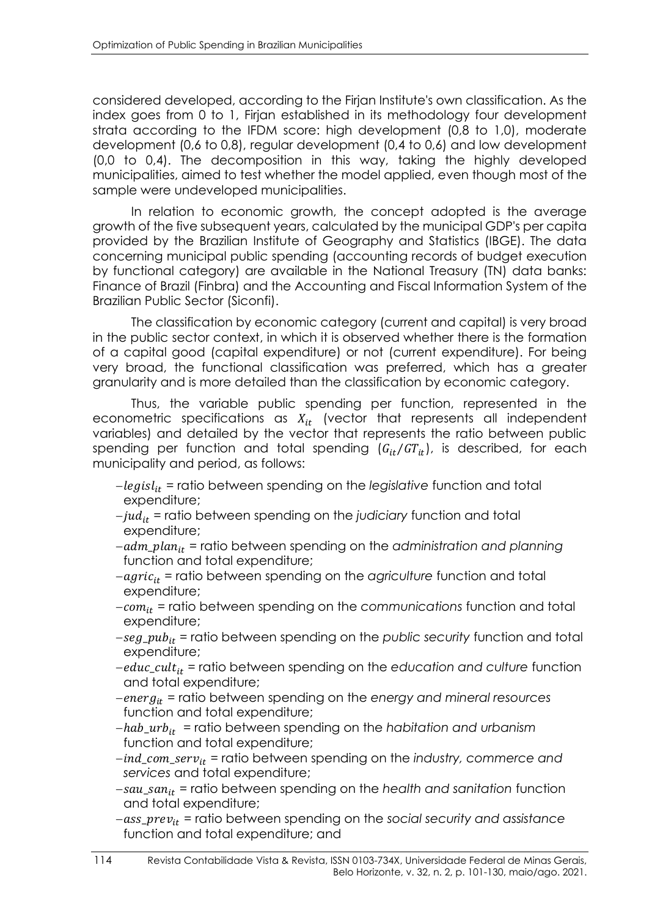considered developed, according to the Firjan Institute's own classification. As the index goes from 0 to 1, Firjan established in its methodology four development strata according to the IFDM score: high development (0,8 to 1,0), moderate development (0,6 to 0,8), regular development (0,4 to 0,6) and low development (0,0 to 0,4). The decomposition in this way, taking the highly developed municipalities, aimed to test whether the model applied, even though most of the sample were undeveloped municipalities.

In relation to economic growth, the concept adopted is the average growth of the five subsequent years, calculated by the municipal GDP's per capita provided by the Brazilian Institute of Geography and Statistics (IBGE). The data concerning municipal public spending (accounting records of budget execution by functional category) are available in the National Treasury (TN) data banks: Finance of Brazil (Finbra) and the Accounting and Fiscal Information System of the Brazilian Public Sector (Siconfi).

The classification by economic category (current and capital) is very broad in the public sector context, in which it is observed whether there is the formation of a capital good (capital expenditure) or not (current expenditure). For being very broad, the functional classification was preferred, which has a greater granularity and is more detailed than the classification by economic category.

Thus, the variable public spending per function, represented in the econometric specifications as $X_{it}$ (vector that represents all independent variables) and detailed by the vector that represents the ratio between public spending per function and total spending ($G_{it}/GT_{it}$), is described, for each municipality and period, as follows:

- $legisl_{it}$ = ratio between spending on the *legislative* function and total expenditure;
- $jud_{it}$ = ratio between spending on the *judiciary* function and total expenditure;
- $adm\_plan_{it}$ = ratio between spending on the *administration and planning* function and total expenditure;
- $agric_{it}$ = ratio between spending on the *agriculture* function and total expenditure;
- $com_{it}$ = ratio between spending on the *communications* function and total expenditure;
- $seg\_pub_{it}$ = ratio between spending on the *public security* function and total expenditure;
- $educ\_cult_{it}$ = ratio between spending on the *education and culture* function and total expenditure;
- $energ_{it}$ = ratio between spending on the *energy and mineral resources* function and total expenditure;
- $hab\_urb_{it}$ = ratio between spending on the *habitation and urbanism* function and total expenditure;
- $ind\_com\_serv_{it}$ = ratio between spending on the *industry, commerce and services* and total expenditure;
- $sau\_san_{it}$ = ratio between spending on the *health and sanitation* function and total expenditure;
- $ass\_prev_{it}$ = ratio between spending on the *social security and assistance* function and total expenditure; and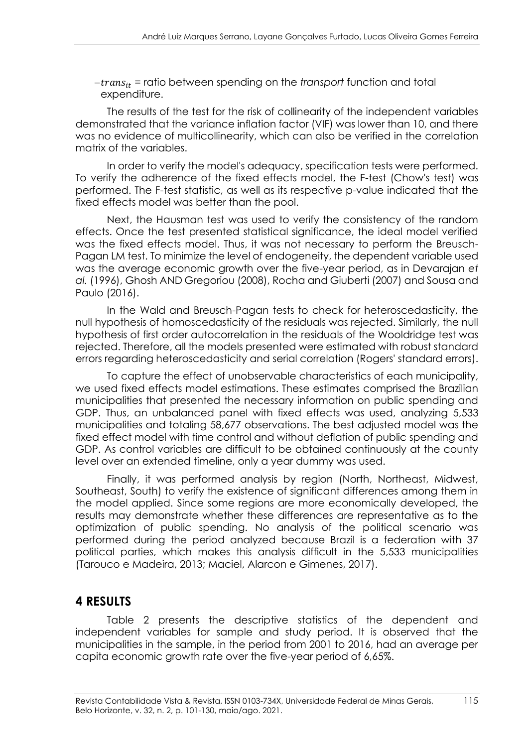$-trans_{it}$ = ratio between spending on the *transport* function and total expenditure.

The results of the test for the risk of collinearity of the independent variables demonstrated that the variance inflation factor (VIF) was lower than 10, and there was no evidence of multicollinearity, which can also be verified in the correlation matrix of the variables.

In order to verify the model's adequacy, specification tests were performed. To verify the adherence of the fixed effects model, the F-test (Chow's test) was performed. The F-test statistic, as well as its respective p-value indicated that the fixed effects model was better than the pool.

Next, the Hausman test was used to verify the consistency of the random effects. Once the test presented statistical significance, the ideal model verified was the fixed effects model. Thus, it was not necessary to perform the Breusch-Pagan LM test. To minimize the level of endogeneity, the dependent variable used was the average economic growth over the five-year period, as in Devarajan *et al.* (1996), Ghosh AND Gregoriou (2008), Rocha and Giuberti (2007) and Sousa and Paulo (2016).

In the Wald and Breusch-Pagan tests to check for heteroscedasticity, the null hypothesis of homoscedasticity of the residuals was rejected. Similarly, the null hypothesis of first order autocorrelation in the residuals of the Wooldridge test was rejected. Therefore, all the models presented were estimated with robust standard errors regarding heteroscedasticity and serial correlation (Rogers' standard errors).

To capture the effect of unobservable characteristics of each municipality, we used fixed effects model estimations. These estimates comprised the Brazilian municipalities that presented the necessary information on public spending and GDP. Thus, an unbalanced panel with fixed effects was used, analyzing 5,533 municipalities and totaling 58,677 observations. The best adjusted model was the fixed effect model with time control and without deflation of public spending and GDP. As control variables are difficult to be obtained continuously at the county level over an extended timeline, only a year dummy was used.

Finally, it was performed analysis by region (North, Northeast, Midwest, Southeast, South) to verify the existence of significant differences among them in the model applied. Since some regions are more economically developed, the results may demonstrate whether these differences are representative as to the optimization of public spending. No analysis of the political scenario was performed during the period analyzed because Brazil is a federation with 37 political parties, which makes this analysis difficult in the 5,533 municipalities (Tarouco e Madeira, 2013; Maciel, Alarcon e Gimenes, 2017).

## 4 RESULTS

Table 2 presents the descriptive statistics of the dependent and independent variables for sample and study period. It is observed that the municipalities in the sample, in the period from 2001 to 2016, had an average per capita economic growth rate over the five-year period of 6,65%.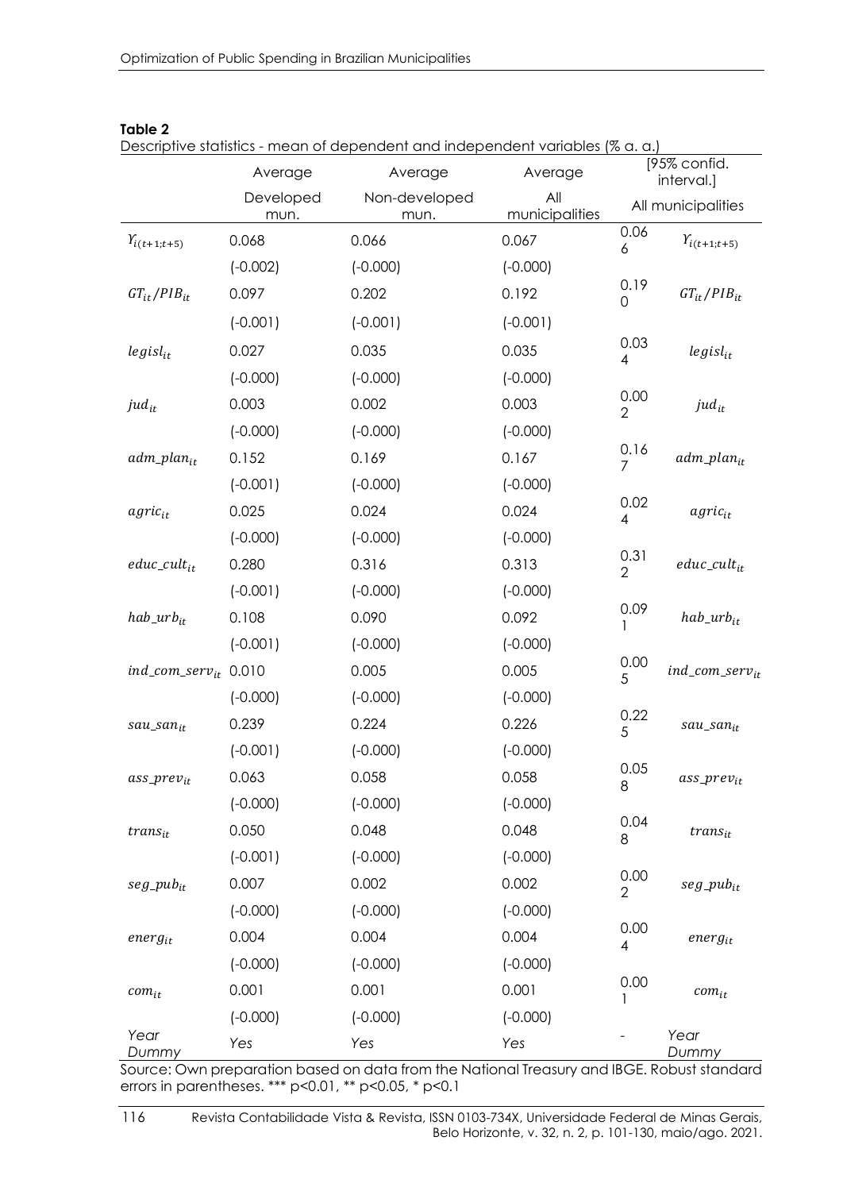**Table 2**

Descriptive statistics - mean of dependent and independent variables (% a. a.)

| | Average | Average | Average | [95% confid. interval.] | |
|---|---|---|---|---|---|
| | Developed mun. | Non-developed mun. | All municipalities | All municipalities | |
| $Y_{i(t+1;t+5)}$ | 0.068 | 0.066 | 0.067 | 0.066 | $Y_{i(t+1;t+5)}$ |
| | (-0.002) | (-0.000) | (-0.000) | | |
| $GT_{it}/PIB_{it}$ | 0.097 | 0.202 | 0.192 | 0.190 | $GT_{it}/PIB_{it}$ |
| | (-0.001) | (-0.001) | (-0.001) | | |
| $legisl_{it}$ | 0.027 | 0.035 | 0.035 | 0.034 | $legisl_{it}$ |
| | (-0.000) | (-0.000) | (-0.000) | | |
| $jud_{it}$ | 0.003 | 0.002 | 0.003 | 0.002 | $jud_{it}$ |
| | (-0.000) | (-0.000) | (-0.000) | | |
| $adm\_plan_{it}$ | 0.152 | 0.169 | 0.167 | 0.167 | $adm\_plan_{it}$ |
| | (-0.001) | (-0.000) | (-0.000) | | |
| $agric_{it}$ | 0.025 | 0.024 | 0.024 | 0.024 | $agric_{it}$ |
| | (-0.000) | (-0.000) | (-0.000) | | |
| $educ\_cult_{it}$ | 0.280 | 0.316 | 0.313 | 0.312 | $educ\_cult_{it}$ |
| | (-0.001) | (-0.000) | (-0.000) | | |
| $hab\_urb_{it}$ | 0.108 | 0.090 | 0.092 | 0.091 | $hab\_urb_{it}$ |
| | (-0.001) | (-0.000) | (-0.000) | | |
| $ind\_com\_serv_{it}$ | 0.010 | 0.005 | 0.005 | 0.005 | $ind\_com\_serv_{it}$ |
| | (-0.000) | (-0.000) | (-0.000) | | |
| $sau\_san_{it}$ | 0.239 | 0.224 | 0.226 | 0.225 | $sau\_san_{it}$ |
| | (-0.001) | (-0.000) | (-0.000) | | |
| $ass\_prev_{it}$ | 0.063 | 0.058 | 0.058 | 0.058 | $ass\_prev_{it}$ |
| | (-0.000) | (-0.000) | (-0.000) | | |
| $trans_{it}$ | 0.050 | 0.048 | 0.048 | 0.048 | $trans_{it}$ |
| | (-0.001) | (-0.000) | (-0.000) | | |
| $seg\_pub_{it}$ | 0.007 | 0.002 | 0.002 | 0.002 | $seg\_pub_{it}$ |
| | (-0.000) | (-0.000) | (-0.000) | | |
| $energ_{it}$ | 0.004 | 0.004 | 0.004 | 0.004 | $energ_{it}$ |
| | (-0.000) | (-0.000) | (-0.000) | | |
| $com_{it}$ | 0.001 | 0.001 | 0.001 | 0.001 | $com_{it}$ |
| | (-0.000) | (-0.000) | (-0.000) | | |
| Year Dummy | Yes | Yes | Yes | - | Year Dummy |

Source: Own preparation based on data from the National Treasury and IBGE. Robust standard errors in parentheses. *** p<0.01, ** p<0.05, * p<0.1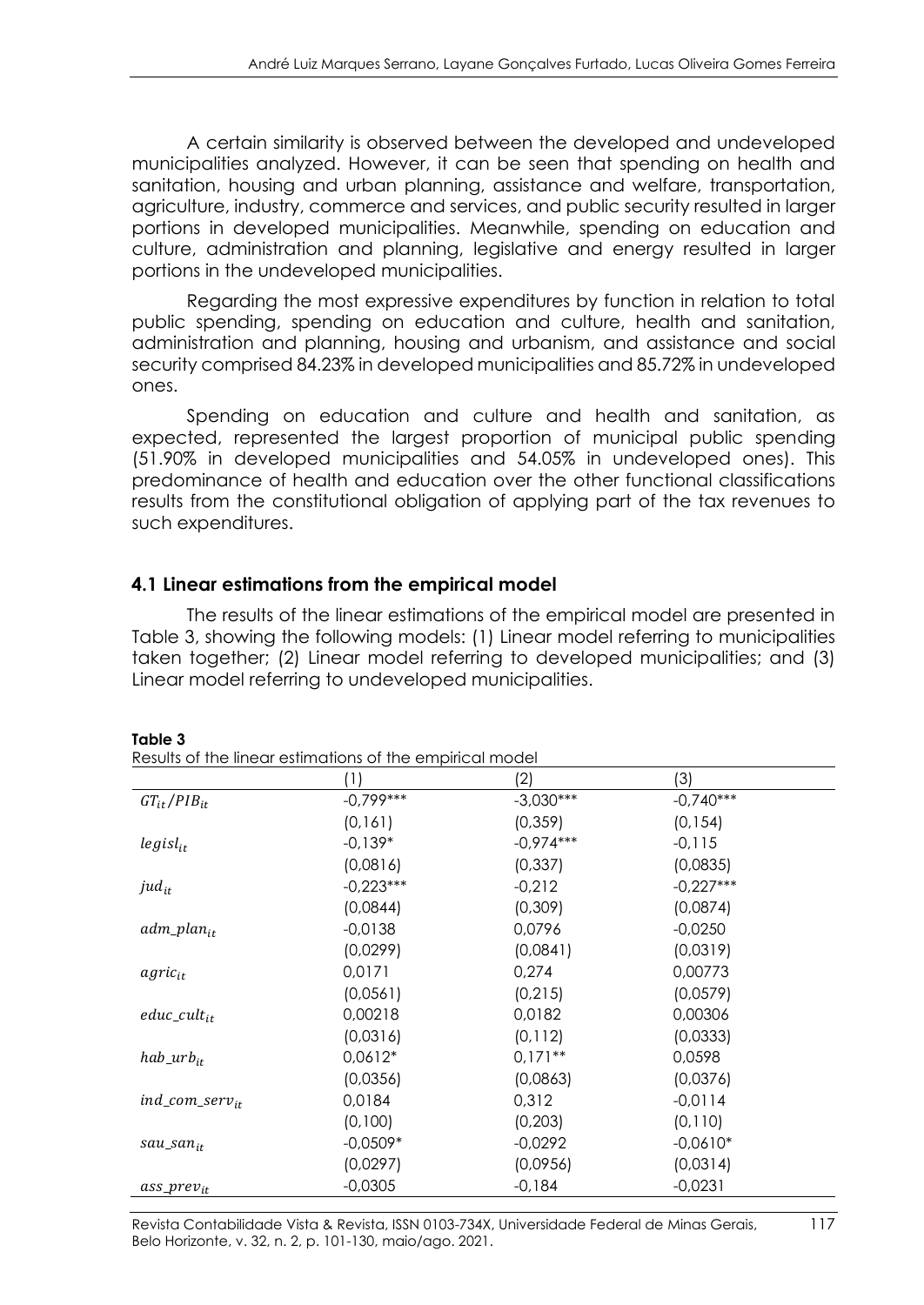A certain similarity is observed between the developed and undeveloped municipalities analyzed. However, it can be seen that spending on health and sanitation, housing and urban planning, assistance and welfare, transportation, agriculture, industry, commerce and services, and public security resulted in larger portions in developed municipalities. Meanwhile, spending on education and culture, administration and planning, legislative and energy resulted in larger portions in the undeveloped municipalities.

Regarding the most expressive expenditures by function in relation to total public spending, spending on education and culture, health and sanitation, administration and planning, housing and urbanism, and assistance and social security comprised 84.23% in developed municipalities and 85.72% in undeveloped ones.

Spending on education and culture and health and sanitation, as expected, represented the largest proportion of municipal public spending (51.90% in developed municipalities and 54.05% in undeveloped ones). This predominance of health and education over the other functional classifications results from the constitutional obligation of applying part of the tax revenues to such expenditures.

## 4.1 Linear estimations from the empirical model

The results of the linear estimations of the empirical model are presented in Table 3, showing the following models: (1) Linear model referring to municipalities taken together; (2) Linear model referring to developed municipalities; and (3) Linear model referring to undeveloped municipalities.

**Table 3**
Results of the linear estimations of the empirical model

| | (1) | (2) | (3) |
|---|---|---|---|
| $GT_{it}/PIB_{it}$ | -0,799*** | -3,030*** | -0,740*** |
| | (0,161) | (0,359) | (0,154) |
| $legisl_{it}$ | -0,139* | -0,974*** | -0,115 |
| | (0,0816) | (0,337) | (0,0835) |
| $jud_{it}$ | -0,223*** | -0,212 | -0,227*** |
| | (0,0844) | (0,309) | (0,0874) |
| $adm\_plan_{it}$ | -0,0138 | 0,0796 | -0,0250 |
| | (0,0299) | (0,0841) | (0,0319) |
| $agric_{it}$ | 0,0171 | 0,274 | 0,00773 |
| | (0,0561) | (0,215) | (0,0579) |
| $educ\_cult_{it}$ | 0,00218 | 0,0182 | 0,00306 |
| | (0,0316) | (0,112) | (0,0333) |
| $hab\_urb_{it}$ | 0,0612* | 0,171** | 0,0598 |
| | (0,0356) | (0,0863) | (0,0376) |
| $ind\_com\_serv_{it}$ | 0,0184 | 0,312 | -0,0114 |
| | (0,100) | (0,203) | (0,110) |
| $sau\_san_{it}$ | -0,0509* | -0,0292 | -0,0610* |
| | (0,0297) | (0,0956) | (0,0314) |
| $ass\_prev_{it}$ | -0,0305 | -0,184 | -0,0231 |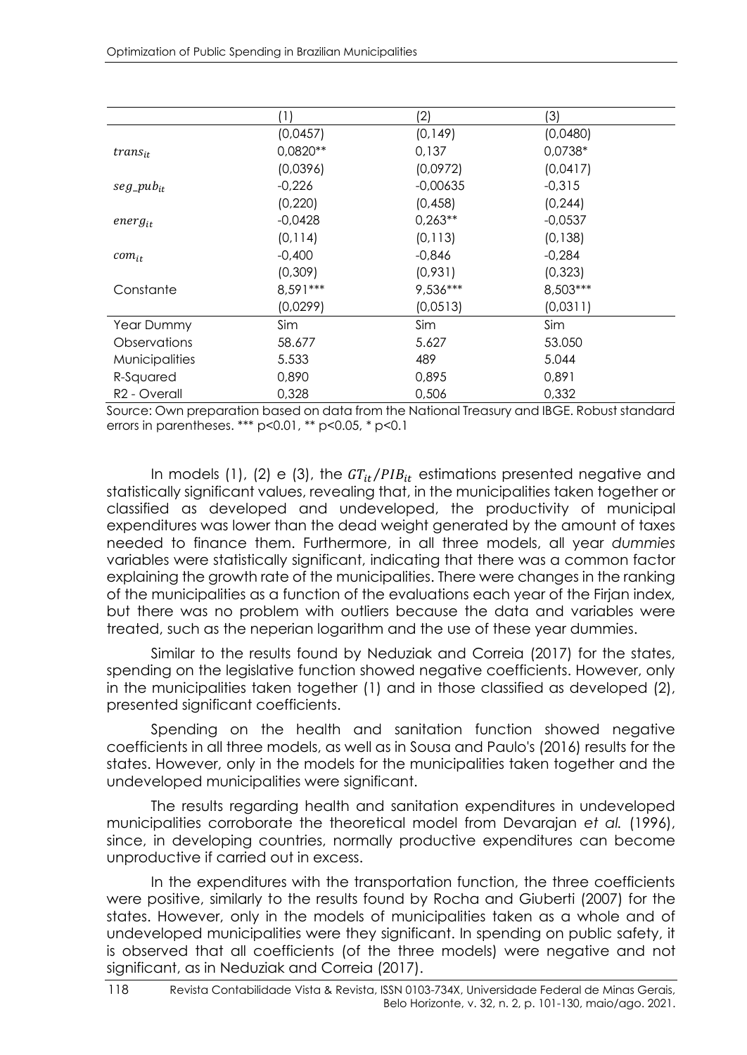| | (1) | (2) | (3) |
|---|---|---|---|
| | (0,0457) | (0,149) | (0,0480) |
| $trans_{it}$ | 0,0820** | 0,137 | 0,0738* |
| | (0,0396) | (0,0972) | (0,0417) |
| $seg\_pub_{it}$ | -0,226 | -0,00635 | -0,315 |
| | (0,220) | (0,458) | (0,244) |
| $energ_{it}$ | -0,0428 | 0,263** | -0,0537 |
| | (0,114) | (0,113) | (0,138) |
| $com_{it}$ | -0,400 | -0,846 | -0,284 |
| | (0,309) | (0,931) | (0,323) |
| Constante | 8,591*** | 9,536*** | 8,503*** |
| | (0,0299) | (0,0513) | (0,0311) |
| Year Dummy | Sim | Sim | Sim |
| Observations | 58.677 | 5.627 | 53.050 |
| Municipalities | 5.533 | 489 | 5.044 |
| R-Squared | 0,890 | 0,895 | 0,891 |
| R2 - Overall | 0,328 | 0,506 | 0,332 |

Source: Own preparation based on data from the National Treasury and IBGE. Robust standard errors in parentheses. *** p<0.01, ** p<0.05, * p<0.1

In models (1), (2) e (3), the $GT_{it}/PIB_{it}$ estimations presented negative and statistically significant values, revealing that, in the municipalities taken together or classified as developed and undeveloped, the productivity of municipal expenditures was lower than the dead weight generated by the amount of taxes needed to finance them. Furthermore, in all three models, all year *dummies* variables were statistically significant, indicating that there was a common factor explaining the growth rate of the municipalities. There were changes in the ranking of the municipalities as a function of the evaluations each year of the Firjan index, but there was no problem with outliers because the data and variables were treated, such as the neperian logarithm and the use of these year dummies.

Similar to the results found by Neduziak and Correia (2017) for the states, spending on the legislative function showed negative coefficients. However, only in the municipalities taken together (1) and in those classified as developed (2), presented significant coefficients.

Spending on the health and sanitation function showed negative coefficients in all three models, as well as in Sousa and Paulo's (2016) results for the states. However, only in the models for the municipalities taken together and the undeveloped municipalities were significant.

The results regarding health and sanitation expenditures in undeveloped municipalities corroborate the theoretical model from Devarajan *et al.* (1996), since, in developing countries, normally productive expenditures can become unproductive if carried out in excess.

In the expenditures with the transportation function, the three coefficients were positive, similarly to the results found by Rocha and Giuberti (2007) for the states. However, only in the models of municipalities taken as a whole and of undeveloped municipalities were they significant. In spending on public safety, it is observed that all coefficients (of the three models) were negative and not significant, as in Neduziak and Correia (2017).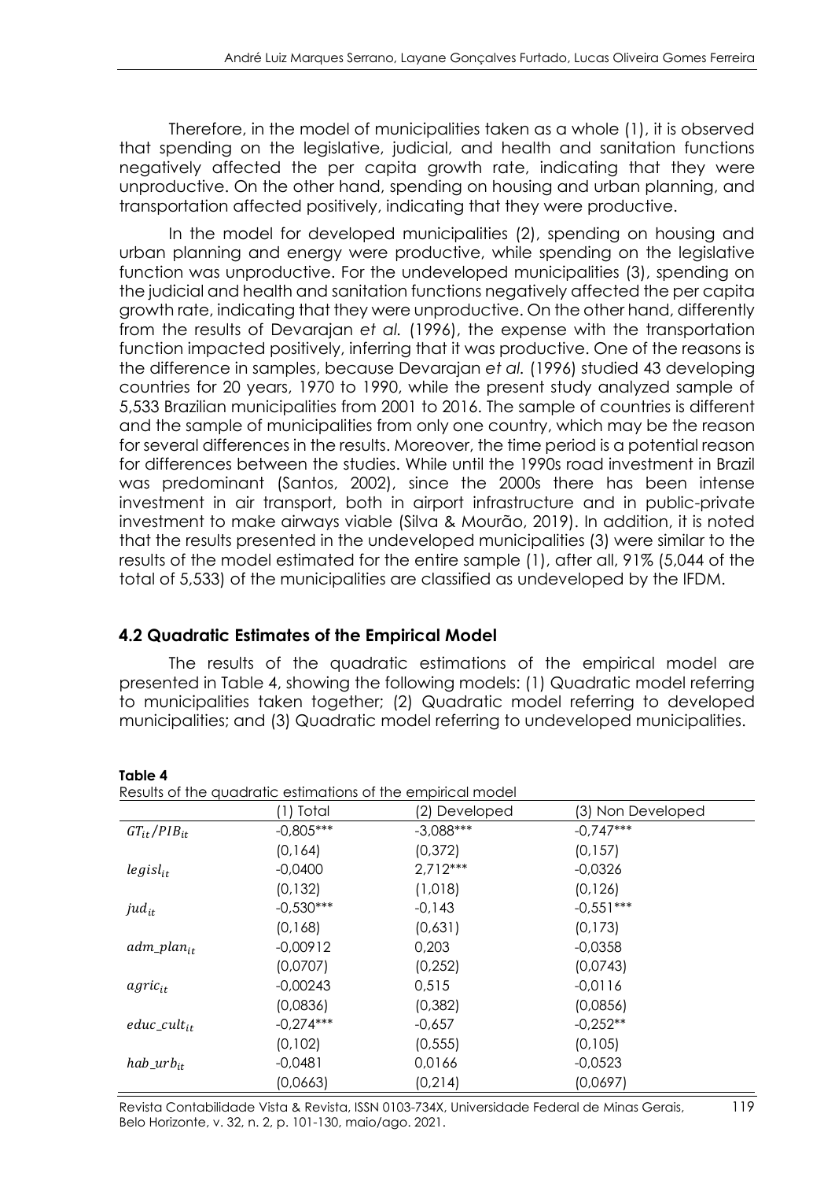Therefore, in the model of municipalities taken as a whole (1), it is observed that spending on the legislative, judicial, and health and sanitation functions negatively affected the per capita growth rate, indicating that they were unproductive. On the other hand, spending on housing and urban planning, and transportation affected positively, indicating that they were productive.

In the model for developed municipalities (2), spending on housing and urban planning and energy were productive, while spending on the legislative function was unproductive. For the undeveloped municipalities (3), spending on the judicial and health and sanitation functions negatively affected the per capita growth rate, indicating that they were unproductive. On the other hand, differently from the results of Devarajan *et al.* (1996), the expense with the transportation function impacted positively, inferring that it was productive. One of the reasons is the difference in samples, because Devarajan *et al.* (1996) studied 43 developing countries for 20 years, 1970 to 1990, while the present study analyzed sample of 5,533 Brazilian municipalities from 2001 to 2016. The sample of countries is different and the sample of municipalities from only one country, which may be the reason for several differences in the results. Moreover, the time period is a potential reason for differences between the studies. While until the 1990s road investment in Brazil was predominant (Santos, 2002), since the 2000s there has been intense investment in air transport, both in airport infrastructure and in public-private investment to make airways viable (Silva & Mourão, 2019). In addition, it is noted that the results presented in the undeveloped municipalities (3) were similar to the results of the model estimated for the entire sample (1), after all, 91% (5,044 of the total of 5,533) of the municipalities are classified as undeveloped by the IFDM.

## 4.2 Quadratic Estimates of the Empirical Model

The results of the quadratic estimations of the empirical model are presented in Table 4, showing the following models: (1) Quadratic model referring to municipalities taken together; (2) Quadratic model referring to developed municipalities; and (3) Quadratic model referring to undeveloped municipalities.

**Table 4**
Results of the quadratic estimations of the empirical model

| | (1) Total | (2) Developed | (3) Non Developed |
|---|---|---|---|
| $GT_{it}/PIB_{it}$ | -0,805*** | -3,088*** | -0,747*** |
| | (0,164) | (0,372) | (0,157) |
| $legisl_{it}$ | -0,0400 | 2,712*** | -0,0326 |
| | (0,132) | (1,018) | (0,126) |
| $jud_{it}$ | -0,530*** | -0,143 | -0,551*** |
| | (0,168) | (0,631) | (0,173) |
| $adm\_plan_{it}$ | -0,00912 | 0,203 | -0,0358 |
| | (0,0707) | (0,252) | (0,0743) |
| $agric_{it}$ | -0,00243 | 0,515 | -0,0116 |
| | (0,0836) | (0,382) | (0,0856) |
| $educ\_cult_{it}$ | -0,274*** | -0,657 | -0,252** |
| | (0,102) | (0,555) | (0,105) |
| $hab\_urb_{it}$ | -0,0481 | 0,0166 | -0,0523 |
| | (0,0663) | (0,214) | (0,0697) |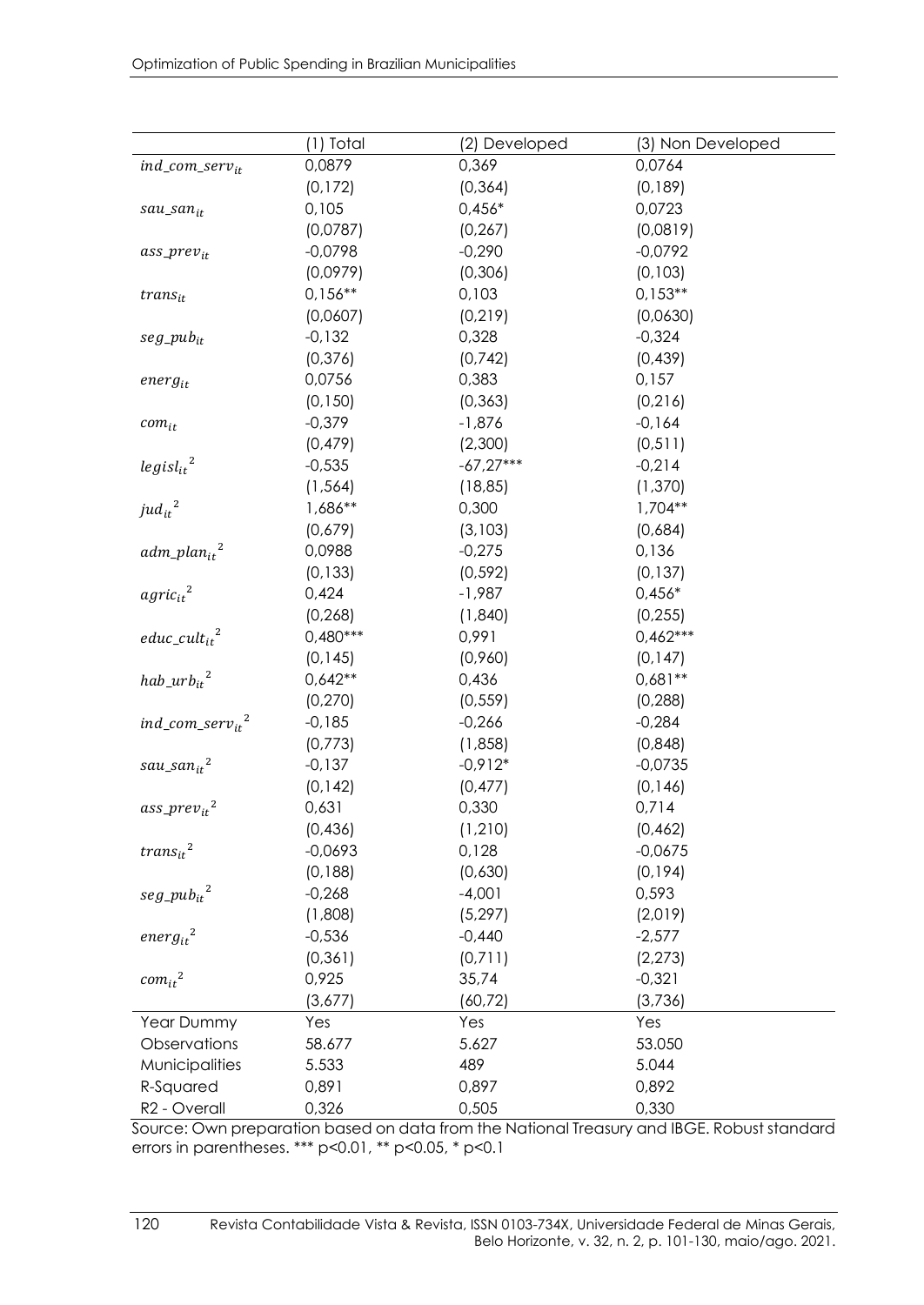| | (1) Total | (2) Developed | (3) Non Developed |
|---|---|---|---|
| $ind\_com\_serv_{it}$ | 0,0879 | 0,369 | 0,0764 |
| | (0,172) | (0,364) | (0,189) |
| $sau\_san_{it}$ | 0,105 | 0,456* | 0,0723 |
| | (0,0787) | (0,267) | (0,0819) |
| $ass\_prev_{it}$ | -0,0798 | -0,290 | -0,0792 |
| | (0,0979) | (0,306) | (0,103) |
| $trans_{it}$ | 0,156** | 0,103 | 0,153** |
| | (0,0607) | (0,219) | (0,0630) |
| $seg\_pub_{it}$ | -0,132 | 0,328 | -0,324 |
| | (0,376) | (0,742) | (0,439) |
| $energ_{it}$ | 0,0756 | 0,383 | 0,157 |
| | (0,150) | (0,363) | (0,216) |
| $com_{it}$ | -0,379 | -1,876 | -0,164 |
| | (0,479) | (2,300) | (0,511) |
| ${legisl_{it}}^2$ | -0,535 | -67,27*** | -0,214 |
| | (1,564) | (18,85) | (1,370) |
| ${jud_{it}}^2$ | 1,686** | 0,300 | 1,704** |
| | (0,679) | (3,103) | (0,684) |
| ${adm\_plan_{it}}^2$ | 0,0988 | -0,275 | 0,136 |
| | (0,133) | (0,592) | (0,137) |
| ${agric_{it}}^2$ | 0,424 | -1,987 | 0,456* |
| | (0,268) | (1,840) | (0,255) |
| ${educ\_cult_{it}}^2$ | 0,480*** | 0,991 | 0,462*** |
| | (0,145) | (0,960) | (0,147) |
| ${hab\_urb_{it}}^2$ | 0,642** | 0,436 | 0,681** |
| | (0,270) | (0,559) | (0,288) |
| ${ind\_com\_serv_{it}}^2$ | -0,185 | -0,266 | -0,284 |
| | (0,773) | (1,858) | (0,848) |
| ${sau\_san_{it}}^2$ | -0,137 | -0,912* | -0,0735 |
| | (0,142) | (0,477) | (0,146) |
| ${ass\_prev_{it}}^2$ | 0,631 | 0,330 | 0,714 |
| | (0,436) | (1,210) | (0,462) |
| ${trans_{it}}^2$ | -0,0693 | 0,128 | -0,0675 |
| | (0,188) | (0,630) | (0,194) |
| ${seg\_pub_{it}}^2$ | -0,268 | -4,001 | 0,593 |
| | (1,808) | (5,297) | (2,019) |
| ${energ_{it}}^2$ | -0,536 | -0,440 | -2,577 |
| | (0,361) | (0,711) | (2,273) |
| ${com_{it}}^2$ | 0,925 | 35,74 | -0,321 |
| | (3,677) | (60,72) | (3,736) |
| Year Dummy | Yes | Yes | Yes |
| Observations | 58.677 | 5.627 | 53.050 |
| Municipalities | 5.533 | 489 | 5.044 |
| R-Squared | 0,891 | 0,897 | 0,892 |
| R2 - Overall | 0,326 | 0,505 | 0,330 |

Source: Own preparation based on data from the National Treasury and IBGE. Robust standard errors in parentheses. *** p<0.01, ** p<0.05, * p<0.1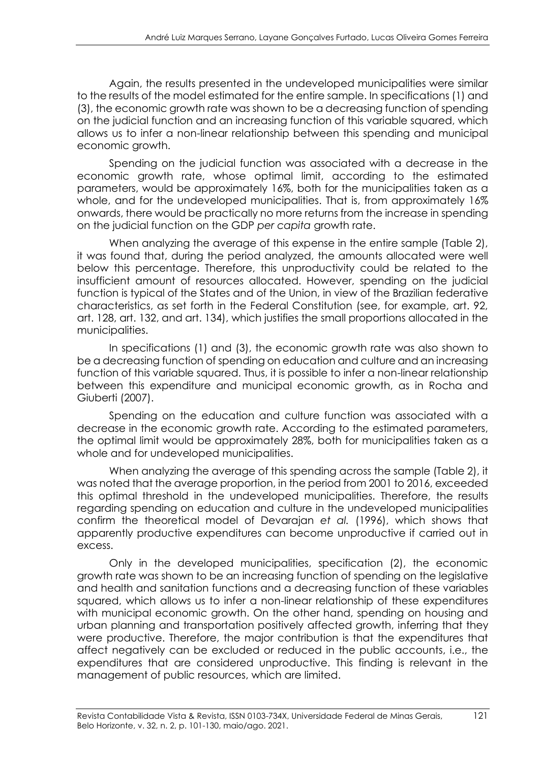Again, the results presented in the undeveloped municipalities were similar to the results of the model estimated for the entire sample. In specifications (1) and (3), the economic growth rate was shown to be a decreasing function of spending on the judicial function and an increasing function of this variable squared, which allows us to infer a non-linear relationship between this spending and municipal economic growth.

Spending on the judicial function was associated with a decrease in the economic growth rate, whose optimal limit, according to the estimated parameters, would be approximately 16%, both for the municipalities taken as a whole, and for the undeveloped municipalities. That is, from approximately 16% onwards, there would be practically no more returns from the increase in spending on the judicial function on the GDP *per capita* growth rate.

When analyzing the average of this expense in the entire sample (Table 2), it was found that, during the period analyzed, the amounts allocated were well below this percentage. Therefore, this unproductivity could be related to the insufficient amount of resources allocated. However, spending on the judicial function is typical of the States and of the Union, in view of the Brazilian federative characteristics, as set forth in the Federal Constitution (see, for example, art. 92, art. 128, art. 132, and art. 134), which justifies the small proportions allocated in the municipalities.

In specifications (1) and (3), the economic growth rate was also shown to be a decreasing function of spending on education and culture and an increasing function of this variable squared. Thus, it is possible to infer a non-linear relationship between this expenditure and municipal economic growth, as in Rocha and Giuberti (2007).

Spending on the education and culture function was associated with a decrease in the economic growth rate. According to the estimated parameters, the optimal limit would be approximately 28%, both for municipalities taken as a whole and for undeveloped municipalities.

When analyzing the average of this spending across the sample (Table 2), it was noted that the average proportion, in the period from 2001 to 2016, exceeded this optimal threshold in the undeveloped municipalities. Therefore, the results regarding spending on education and culture in the undeveloped municipalities confirm the theoretical model of Devarajan *et al.* (1996), which shows that apparently productive expenditures can become unproductive if carried out in excess.

Only in the developed municipalities, specification (2), the economic growth rate was shown to be an increasing function of spending on the legislative and health and sanitation functions and a decreasing function of these variables squared, which allows us to infer a non-linear relationship of these expenditures with municipal economic growth. On the other hand, spending on housing and urban planning and transportation positively affected growth, inferring that they were productive. Therefore, the major contribution is that the expenditures that affect negatively can be excluded or reduced in the public accounts, i.e., the expenditures that are considered unproductive. This finding is relevant in the management of public resources, which are limited.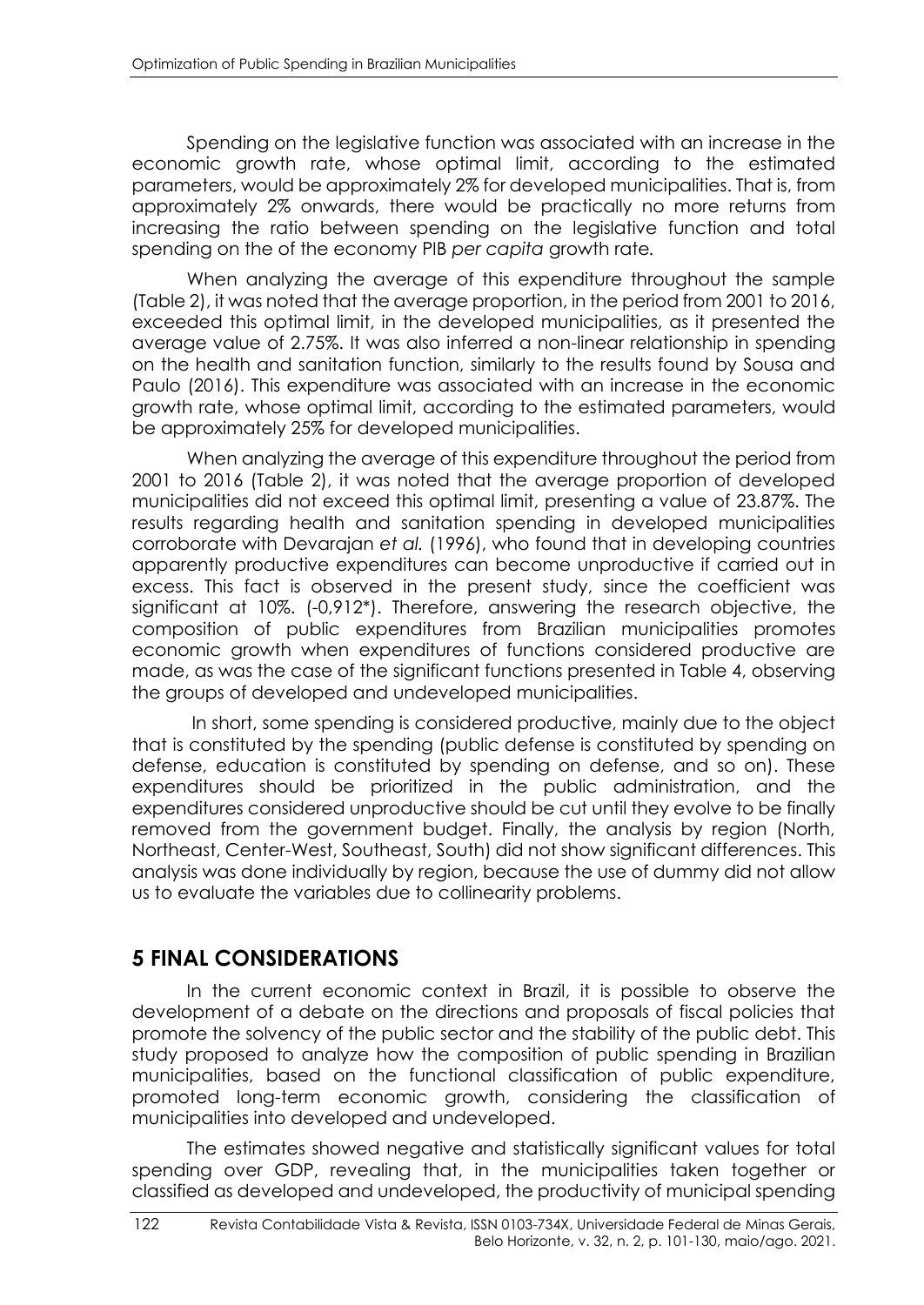Spending on the legislative function was associated with an increase in the economic growth rate, whose optimal limit, according to the estimated parameters, would be approximately 2% for developed municipalities. That is, from approximately 2% onwards, there would be practically no more returns from increasing the ratio between spending on the legislative function and total spending on the of the economy PIB *per capita* growth rate.

When analyzing the average of this expenditure throughout the sample (Table 2), it was noted that the average proportion, in the period from 2001 to 2016, exceeded this optimal limit, in the developed municipalities, as it presented the average value of 2.75%. It was also inferred a non-linear relationship in spending on the health and sanitation function, similarly to the results found by Sousa and Paulo (2016). This expenditure was associated with an increase in the economic growth rate, whose optimal limit, according to the estimated parameters, would be approximately 25% for developed municipalities.

When analyzing the average of this expenditure throughout the period from 2001 to 2016 (Table 2), it was noted that the average proportion of developed municipalities did not exceed this optimal limit, presenting a value of 23.87%. The results regarding health and sanitation spending in developed municipalities corroborate with Devarajan *et al.* (1996), who found that in developing countries apparently productive expenditures can become unproductive if carried out in excess. This fact is observed in the present study, since the coefficient was significant at 10%. (-0,912*). Therefore, answering the research objective, the composition of public expenditures from Brazilian municipalities promotes economic growth when expenditures of functions considered productive are made, as was the case of the significant functions presented in Table 4, observing the groups of developed and undeveloped municipalities.

In short, some spending is considered productive, mainly due to the object that is constituted by the spending (public defense is constituted by spending on defense, education is constituted by spending on defense, and so on). These expenditures should be prioritized in the public administration, and the expenditures considered unproductive should be cut until they evolve to be finally removed from the government budget. Finally, the analysis by region (North, Northeast, Center-West, Southeast, South) did not show significant differences. This analysis was done individually by region, because the use of dummy did not allow us to evaluate the variables due to collinearity problems.

## 5 FINAL CONSIDERATIONS

In the current economic context in Brazil, it is possible to observe the development of a debate on the directions and proposals of fiscal policies that promote the solvency of the public sector and the stability of the public debt. This study proposed to analyze how the composition of public spending in Brazilian municipalities, based on the functional classification of public expenditure, promoted long-term economic growth, considering the classification of municipalities into developed and undeveloped.

The estimates showed negative and statistically significant values for total spending over GDP, revealing that, in the municipalities taken together or classified as developed and undeveloped, the productivity of municipal spending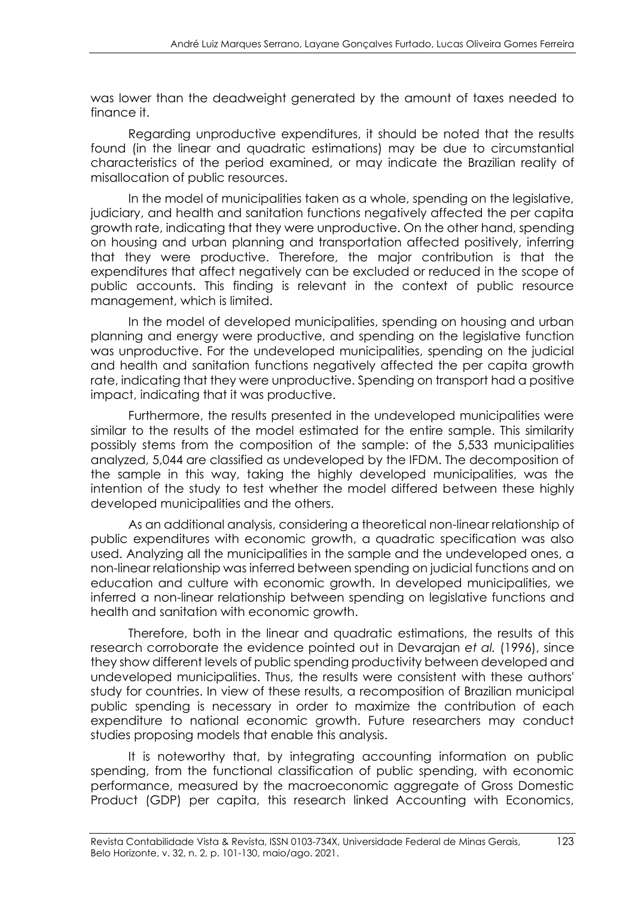was lower than the deadweight generated by the amount of taxes needed to finance it.

Regarding unproductive expenditures, it should be noted that the results found (in the linear and quadratic estimations) may be due to circumstantial characteristics of the period examined, or may indicate the Brazilian reality of misallocation of public resources.

In the model of municipalities taken as a whole, spending on the legislative, judiciary, and health and sanitation functions negatively affected the per capita growth rate, indicating that they were unproductive. On the other hand, spending on housing and urban planning and transportation affected positively, inferring that they were productive. Therefore, the major contribution is that the expenditures that affect negatively can be excluded or reduced in the scope of public accounts. This finding is relevant in the context of public resource management, which is limited.

In the model of developed municipalities, spending on housing and urban planning and energy were productive, and spending on the legislative function was unproductive. For the undeveloped municipalities, spending on the judicial and health and sanitation functions negatively affected the per capita growth rate, indicating that they were unproductive. Spending on transport had a positive impact, indicating that it was productive.

Furthermore, the results presented in the undeveloped municipalities were similar to the results of the model estimated for the entire sample. This similarity possibly stems from the composition of the sample: of the 5,533 municipalities analyzed, 5,044 are classified as undeveloped by the IFDM. The decomposition of the sample in this way, taking the highly developed municipalities, was the intention of the study to test whether the model differed between these highly developed municipalities and the others.

As an additional analysis, considering a theoretical non-linear relationship of public expenditures with economic growth, a quadratic specification was also used. Analyzing all the municipalities in the sample and the undeveloped ones, a non-linear relationship was inferred between spending on judicial functions and on education and culture with economic growth. In developed municipalities, we inferred a non-linear relationship between spending on legislative functions and health and sanitation with economic growth.

Therefore, both in the linear and quadratic estimations, the results of this research corroborate the evidence pointed out in Devarajan *et al.* (1996), since they show different levels of public spending productivity between developed and undeveloped municipalities. Thus, the results were consistent with these authors' study for countries. In view of these results, a recomposition of Brazilian municipal public spending is necessary in order to maximize the contribution of each expenditure to national economic growth. Future researchers may conduct studies proposing models that enable this analysis.

It is noteworthy that, by integrating accounting information on public spending, from the functional classification of public spending, with economic performance, measured by the macroeconomic aggregate of Gross Domestic Product (GDP) per capita, this research linked Accounting with Economics,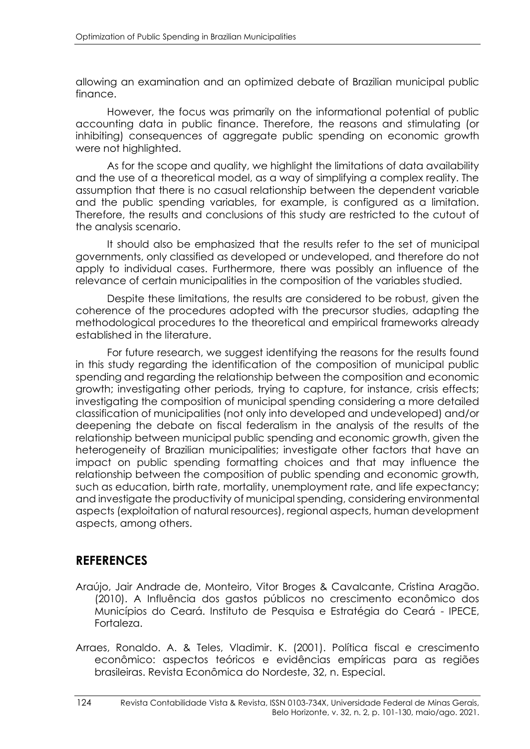allowing an examination and an optimized debate of Brazilian municipal public finance.

However, the focus was primarily on the informational potential of public accounting data in public finance. Therefore, the reasons and stimulating (or inhibiting) consequences of aggregate public spending on economic growth were not highlighted.

As for the scope and quality, we highlight the limitations of data availability and the use of a theoretical model, as a way of simplifying a complex reality. The assumption that there is no casual relationship between the dependent variable and the public spending variables, for example, is configured as a limitation. Therefore, the results and conclusions of this study are restricted to the cutout of the analysis scenario.

It should also be emphasized that the results refer to the set of municipal governments, only classified as developed or undeveloped, and therefore do not apply to individual cases. Furthermore, there was possibly an influence of the relevance of certain municipalities in the composition of the variables studied.

Despite these limitations, the results are considered to be robust, given the coherence of the procedures adopted with the precursor studies, adapting the methodological procedures to the theoretical and empirical frameworks already established in the literature.

For future research, we suggest identifying the reasons for the results found in this study regarding the identification of the composition of municipal public spending and regarding the relationship between the composition and economic growth; investigating other periods, trying to capture, for instance, crisis effects; investigating the composition of municipal spending considering a more detailed classification of municipalities (not only into developed and undeveloped) and/or deepening the debate on fiscal federalism in the analysis of the results of the relationship between municipal public spending and economic growth, given the heterogeneity of Brazilian municipalities; investigate other factors that have an impact on public spending formatting choices and that may influence the relationship between the composition of public spending and economic growth, such as education, birth rate, mortality, unemployment rate, and life expectancy; and investigate the productivity of municipal spending, considering environmental aspects (exploitation of natural resources), regional aspects, human development aspects, among others.

## REFERENCES

Araújo, Jair Andrade de, Monteiro, Vitor Broges & Cavalcante, Cristina Aragão. (2010). A Influência dos gastos públicos no crescimento econômico dos Municípios do Ceará. Instituto de Pesquisa e Estratégia do Ceará - IPECE, Fortaleza.

Arraes, Ronaldo. A. & Teles, Vladimir. K. (2001). Política fiscal e crescimento econômico: aspectos teóricos e evidências empíricas para as regiões brasileiras. Revista Econômica do Nordeste, 32, n. Especial.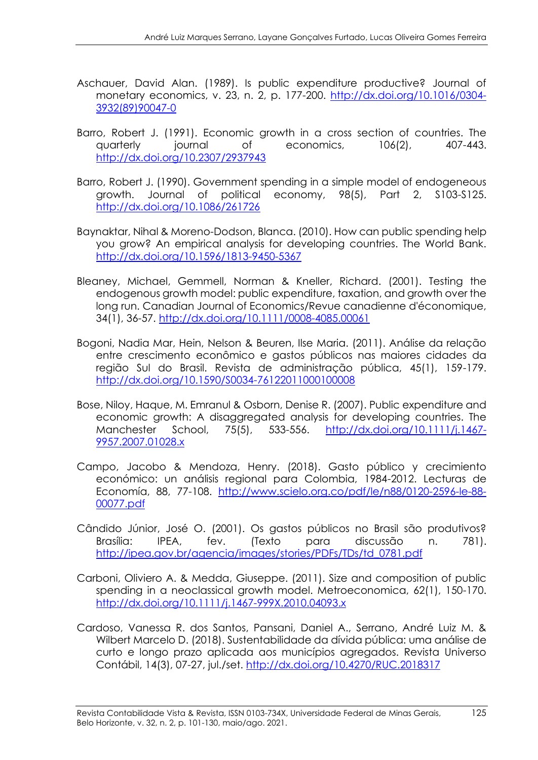Aschauer, David Alan. (1989). Is public expenditure productive? Journal of monetary economics, v. 23, n. 2, p. 177-200. http://dx.doi.org/10.1016/0304-3932(89)90047-0

Barro, Robert J. (1991). Economic growth in a cross section of countries. The quarterly journal of economics, 106(2), 407-443. http://dx.doi.org/10.2307/2937943

Barro, Robert J. (1990). Government spending in a simple model of endogeneous growth. Journal of political economy, 98(5), Part 2, S103-S125. http://dx.doi.org/10.1086/261726

Baynaktar, Nihal & Moreno-Dodson, Blanca. (2010). How can public spending help you grow? An empirical analysis for developing countries. The World Bank. http://dx.doi.org/10.1596/1813-9450-5367

Bleaney, Michael, Gemmell, Norman & Kneller, Richard. (2001). Testing the endogenous growth model: public expenditure, taxation, and growth over the long run. Canadian Journal of Economics/Revue canadienne d'économique, 34(1), 36-57. http://dx.doi.org/10.1111/0008-4085.00061

Bogoni, Nadia Mar, Hein, Nelson & Beuren, Ilse Maria. (2011). Análise da relação entre crescimento econômico e gastos públicos nas maiores cidades da região Sul do Brasil. Revista de administração pública, 45(1), 159-179. http://dx.doi.org/10.1590/S0034-76122011000100008

Bose, Niloy, Haque, M. Emranul & Osborn, Denise R. (2007). Public expenditure and economic growth: A disaggregated analysis for developing countries. The Manchester School, 75(5), 533-556. http://dx.doi.org/10.1111/j.1467-9957.2007.01028.x

Campo, Jacobo & Mendoza, Henry. (2018). Gasto público y crecimiento económico: un análisis regional para Colombia, 1984-2012. Lecturas de Economía, 88, 77-108. http://www.scielo.org.co/pdf/le/n88/0120-2596-le-88-00077.pdf

Cândido Júnior, José O. (2001). Os gastos públicos no Brasil são produtivos? Brasília: IPEA, fev. (Texto para discussão n. 781). http://ipea.gov.br/agencia/images/stories/PDFs/TDs/td_0781.pdf

Carboni, Oliviero A. & Medda, Giuseppe. (2011). Size and composition of public spending in a neoclassical growth model. Metroeconomica, 62(1), 150-170. http://dx.doi.org/10.1111/j.1467-999X.2010.04093.x

Cardoso, Vanessa R. dos Santos, Pansani, Daniel A., Serrano, André Luiz M. & Wilbert Marcelo D. (2018). Sustentabilidade da dívida pública: uma análise de curto e longo prazo aplicada aos municípios agregados. Revista Universo Contábil, 14(3), 07-27, jul./set. http://dx.doi.org/10.4270/RUC.2018317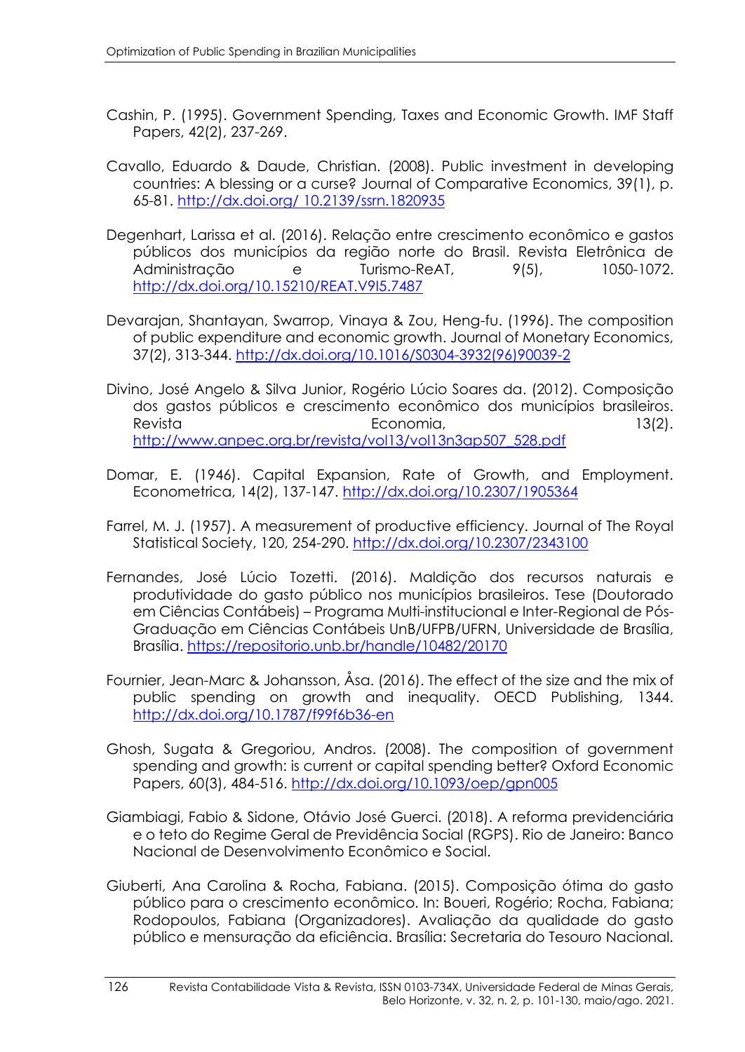Cashin, P. (1995). Government Spending, Taxes and Economic Growth. IMF Staff Papers, 42(2), 237-269.

Cavallo, Eduardo & Daude, Christian. (2008). Public investment in developing countries: A blessing or a curse? Journal of Comparative Economics, 39(1), p. 65-81. http://dx.doi.org/ 10.2139/ssrn.1820935

Degenhart, Larissa et al. (2016). Relação entre crescimento econômico e gastos públicos dos municípios da região norte do Brasil. Revista Eletrônica de Administração e Turismo-ReAT, 9(5), 1050-1072. http://dx.doi.org/10.15210/REAT.V9I5.7487

Devarajan, Shantayan, Swarrop, Vinaya & Zou, Heng-fu. (1996). The composition of public expenditure and economic growth. Journal of Monetary Economics, 37(2), 313-344. http://dx.doi.org/10.1016/S0304-3932(96)90039-2

Divino, José Angelo & Silva Junior, Rogério Lúcio Soares da. (2012). Composição dos gastos públicos e crescimento econômico dos municípios brasileiros. Revista Economia, 13(2). http://www.anpec.org.br/revista/vol13/vol13n3ap507_528.pdf

Domar, E. (1946). Capital Expansion, Rate of Growth, and Employment. Econometrica, 14(2), 137-147. http://dx.doi.org/10.2307/1905364

Farrel, M. J. (1957). A measurement of productive efficiency. Journal of The Royal Statistical Society, 120, 254-290. http://dx.doi.org/10.2307/2343100

Fernandes, José Lúcio Tozetti. (2016). Maldição dos recursos naturais e produtividade do gasto público nos municípios brasileiros. Tese (Doutorado em Ciências Contábeis) – Programa Multi-institucional e Inter-Regional de Pós-Graduação em Ciências Contábeis UnB/UFPB/UFRN, Universidade de Brasília, Brasília. https://repositorio.unb.br/handle/10482/20170

Fournier, Jean-Marc & Johansson, Åsa. (2016). The effect of the size and the mix of public spending on growth and inequality. OECD Publishing, 1344. http://dx.doi.org/10.1787/f99f6b36-en

Ghosh, Sugata & Gregoriou, Andros. (2008). The composition of government spending and growth: is current or capital spending better? Oxford Economic Papers, 60(3), 484-516. http://dx.doi.org/10.1093/oep/gpn005

Giambiagi, Fabio & Sidone, Otávio José Guerci. (2018). A reforma previdenciária e o teto do Regime Geral de Previdência Social (RGPS). Rio de Janeiro: Banco Nacional de Desenvolvimento Econômico e Social.

Giuberti, Ana Carolina & Rocha, Fabiana. (2015). Composição ótima do gasto público para o crescimento econômico. In: Boueri, Rogério; Rocha, Fabiana; Rodopoulos, Fabiana (Organizadores). Avaliação da qualidade do gasto público e mensuração da eficiência. Brasília: Secretaria do Tesouro Nacional.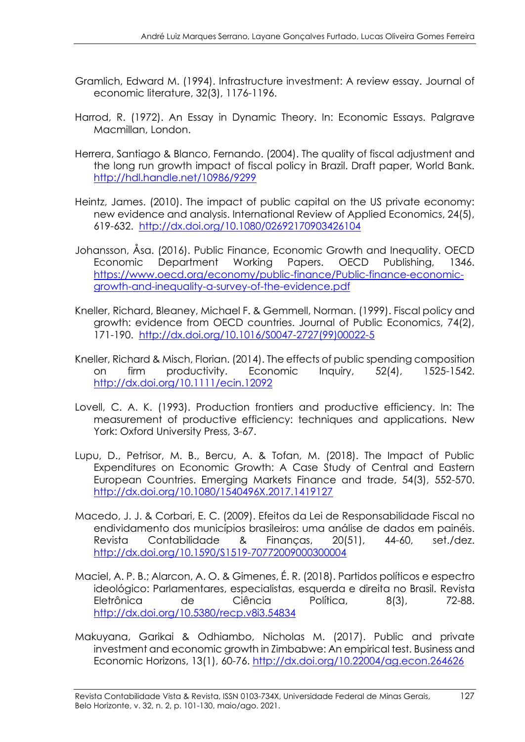Gramlich, Edward M. (1994). Infrastructure investment: A review essay. Journal of economic literature, 32(3), 1176-1196.

Harrod, R. (1972). An Essay in Dynamic Theory. In: Economic Essays. Palgrave Macmillan, London.

Herrera, Santiago & Blanco, Fernando. (2004). The quality of fiscal adjustment and the long run growth impact of fiscal policy in Brazil. Draft paper, World Bank. http://hdl.handle.net/10986/9299

Heintz, James. (2010). The impact of public capital on the US private economy: new evidence and analysis. International Review of Applied Economics, 24(5), 619-632. http://dx.doi.org/10.1080/02692170903426104

Johansson, Åsa. (2016). Public Finance, Economic Growth and Inequality. OECD Economic Department Working Papers. OECD Publishing, 1346. https://www.oecd.org/economy/public-finance/Public-finance-economic-growth-and-inequality-a-survey-of-the-evidence.pdf

Kneller, Richard, Bleaney, Michael F. & Gemmell, Norman. (1999). Fiscal policy and growth: evidence from OECD countries. Journal of Public Economics, 74(2), 171-190. http://dx.doi.org/10.1016/S0047-2727(99)00022-5

Kneller, Richard & Misch, Florian. (2014). The effects of public spending composition on firm productivity. Economic Inquiry, 52(4), 1525-1542. http://dx.doi.org/10.1111/ecin.12092

Lovell, C. A. K. (1993). Production frontiers and productive efficiency. In: The measurement of productive efficiency: techniques and applications. New York: Oxford University Press, 3-67.

Lupu, D., Petrisor, M. B., Bercu, A. & Tofan, M. (2018). The Impact of Public Expenditures on Economic Growth: A Case Study of Central and Eastern European Countries. Emerging Markets Finance and trade, 54(3), 552-570. http://dx.doi.org/10.1080/1540496X.2017.1419127

Macedo, J. J. & Corbari, E. C. (2009). Efeitos da Lei de Responsabilidade Fiscal no endividamento dos municípios brasileiros: uma análise de dados em painéis. Revista Contabilidade & Finanças, 20(51), 44-60, set./dez. http://dx.doi.org/10.1590/S1519-70772009000300004

Maciel, A. P. B.; Alarcon, A. O. & Gimenes, É. R. (2018). Partidos políticos e espectro ideológico: Parlamentares, especialistas, esquerda e direita no Brasil. Revista Eletrônica de Ciência Política, 8(3), 72-88. http://dx.doi.org/10.5380/recp.v8i3.54834

Makuyana, Garikai & Odhiambo, Nicholas M. (2017). Public and private investment and economic growth in Zimbabwe: An empirical test. Business and Economic Horizons, 13(1), 60-76. http://dx.doi.org/10.22004/ag.econ.264626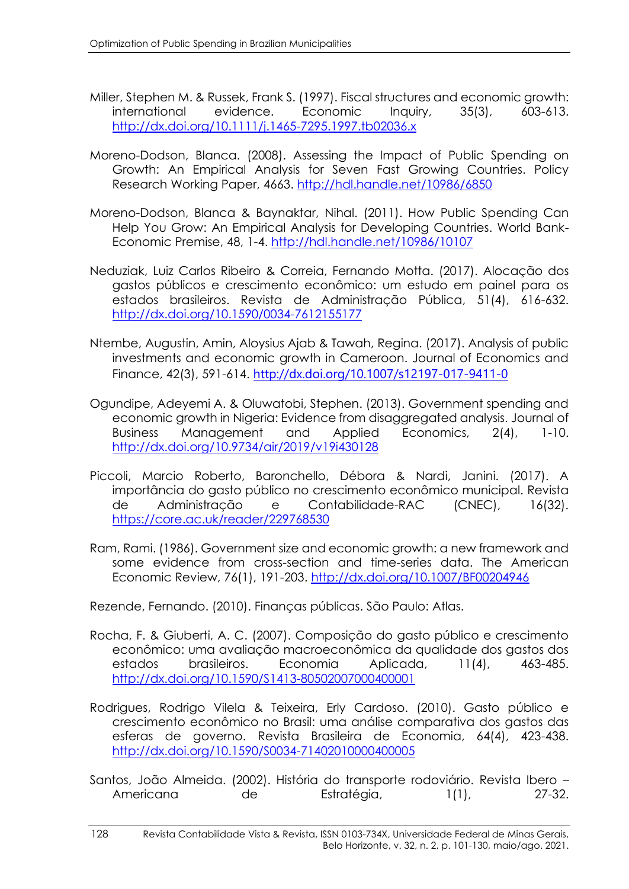Miller, Stephen M. & Russek, Frank S. (1997). Fiscal structures and economic growth: international evidence. Economic Inquiry, 35(3), 603-613. http://dx.doi.org/10.1111/j.1465-7295.1997.tb02036.x

Moreno-Dodson, Blanca. (2008). Assessing the Impact of Public Spending on Growth: An Empirical Analysis for Seven Fast Growing Countries. Policy Research Working Paper, 4663. http://hdl.handle.net/10986/6850

Moreno-Dodson, Blanca & Baynaktar, Nihal. (2011). How Public Spending Can Help You Grow: An Empirical Analysis for Developing Countries. World Bank-Economic Premise, 48, 1-4. http://hdl.handle.net/10986/10107

Neduziak, Luiz Carlos Ribeiro & Correia, Fernando Motta. (2017). Alocação dos gastos públicos e crescimento econômico: um estudo em painel para os estados brasileiros. Revista de Administração Pública, 51(4), 616-632. http://dx.doi.org/10.1590/0034-7612155177

Ntembe, Augustin, Amin, Aloysius Ajab & Tawah, Regina. (2017). Analysis of public investments and economic growth in Cameroon. Journal of Economics and Finance, 42(3), 591-614. http://dx.doi.org/10.1007/s12197-017-9411-0

Ogundipe, Adeyemi A. & Oluwatobi, Stephen. (2013). Government spending and economic growth in Nigeria: Evidence from disaggregated analysis. Journal of Business Management and Applied Economics, 2(4), 1-10. http://dx.doi.org/10.9734/air/2019/v19i430128

Piccoli, Marcio Roberto, Baronchello, Débora & Nardi, Janini. (2017). A importância do gasto público no crescimento econômico municipal. Revista de Administração e Contabilidade-RAC (CNEC), 16(32). https://core.ac.uk/reader/229768530

Ram, Rami. (1986). Government size and economic growth: a new framework and some evidence from cross-section and time-series data. The American Economic Review, 76(1), 191-203. http://dx.doi.org/10.1007/BF00204946

Rezende, Fernando. (2010). Finanças públicas. São Paulo: Atlas.

Rocha, F. & Giuberti, A. C. (2007). Composição do gasto público e crescimento econômico: uma avaliação macroeconômica da qualidade dos gastos dos estados brasileiros. Economia Aplicada, 11(4), 463-485. http://dx.doi.org/10.1590/S1413-80502007000400001

Rodrigues, Rodrigo Vilela & Teixeira, Erly Cardoso. (2010). Gasto público e crescimento econômico no Brasil: uma análise comparativa dos gastos das esferas de governo. Revista Brasileira de Economia, 64(4), 423-438. http://dx.doi.org/10.1590/S0034-71402010000400005

Santos, João Almeida. (2002). História do transporte rodoviário. Revista Ibero – Americana de Estratégia, 1(1), 27-32.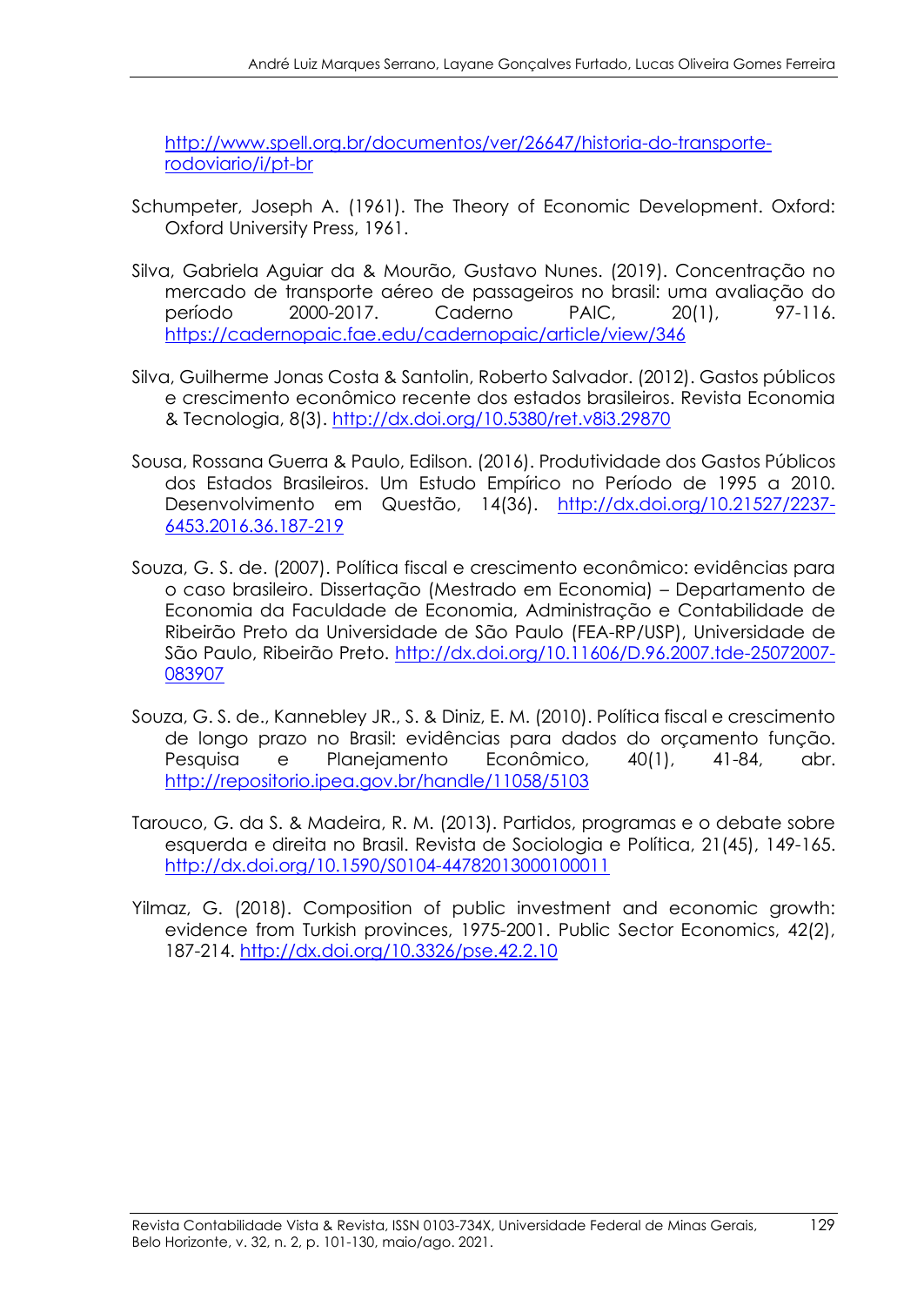http://www.spell.org.br/documentos/ver/26647/historia-do-transporte-rodoviario/i/pt-br

Schumpeter, Joseph A. (1961). The Theory of Economic Development. Oxford: Oxford University Press, 1961.

Silva, Gabriela Aguiar da & Mourão, Gustavo Nunes. (2019). Concentração no mercado de transporte aéreo de passageiros no brasil: uma avaliação do período 2000-2017. Caderno PAIC, 20(1), 97-116. https://cadernopaic.fae.edu/cadernopaic/article/view/346

Silva, Guilherme Jonas Costa & Santolin, Roberto Salvador. (2012). Gastos públicos e crescimento econômico recente dos estados brasileiros. Revista Economia & Tecnologia, 8(3). http://dx.doi.org/10.5380/ret.v8i3.29870

Sousa, Rossana Guerra & Paulo, Edilson. (2016). Produtividade dos Gastos Públicos dos Estados Brasileiros. Um Estudo Empírico no Período de 1995 a 2010. Desenvolvimento em Questão, 14(36). http://dx.doi.org/10.21527/2237-6453.2016.36.187-219

Souza, G. S. de. (2007). Política fiscal e crescimento econômico: evidências para o caso brasileiro. Dissertação (Mestrado em Economia) – Departamento de Economia da Faculdade de Economia, Administração e Contabilidade de Ribeirão Preto da Universidade de São Paulo (FEA-RP/USP), Universidade de São Paulo, Ribeirão Preto. http://dx.doi.org/10.11606/D.96.2007.tde-25072007-083907

Souza, G. S. de., Kannebley JR., S. & Diniz, E. M. (2010). Política fiscal e crescimento de longo prazo no Brasil: evidências para dados do orçamento função. Pesquisa e Planejamento Econômico, 40(1), 41-84, abr. http://repositorio.ipea.gov.br/handle/11058/5103

Tarouco, G. da S. & Madeira, R. M. (2013). Partidos, programas e o debate sobre esquerda e direita no Brasil. Revista de Sociologia e Política, 21(45), 149-165. http://dx.doi.org/10.1590/S0104-44782013000100011

Yilmaz, G. (2018). Composition of public investment and economic growth: evidence from Turkish provinces, 1975-2001. Public Sector Economics, 42(2), 187-214. http://dx.doi.org/10.3326/pse.42.2.10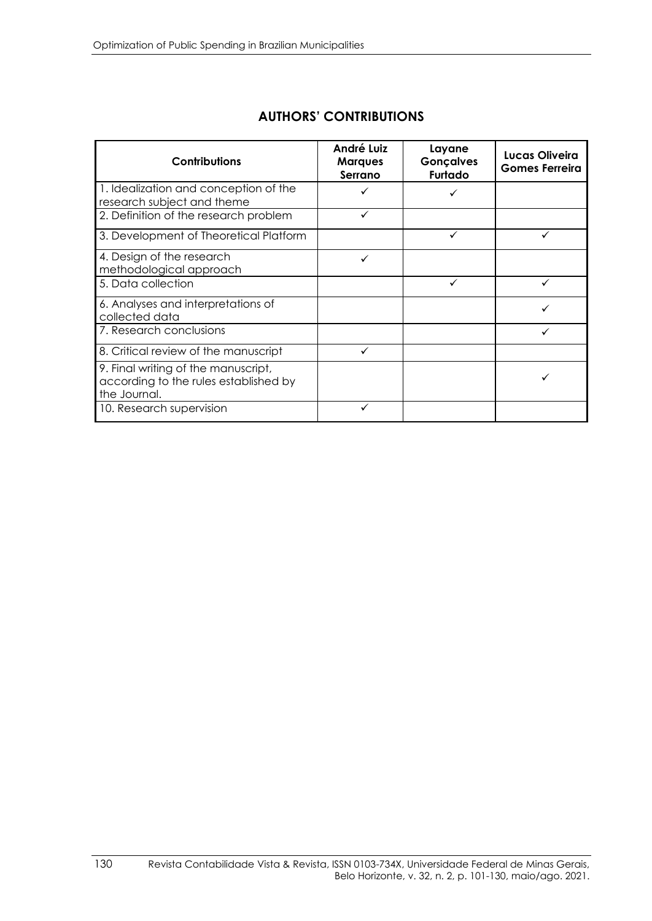## AUTHORS' CONTRIBUTIONS

| Contributions | André Luiz Marques Serrano | Layane Gonçalves Furtado | Lucas Oliveira Gomes Ferreira |
|---|---|---|---|
| 1. Idealization and conception of the research subject and theme | ✓ | ✓ | |
| 2. Definition of the research problem | ✓ | | |
| 3. Development of Theoretical Platform | | ✓ | ✓ |
| 4. Design of the research methodological approach | ✓ | | |
| 5. Data collection | | ✓ | ✓ |
| 6. Analyses and interpretations of collected data | | | ✓ |
| 7. Research conclusions | | | ✓ |
| 8. Critical review of the manuscript | ✓ | | |
| 9. Final writing of the manuscript, according to the rules established by the Journal. | | | ✓ |
| 10. Research supervision | ✓ | | |